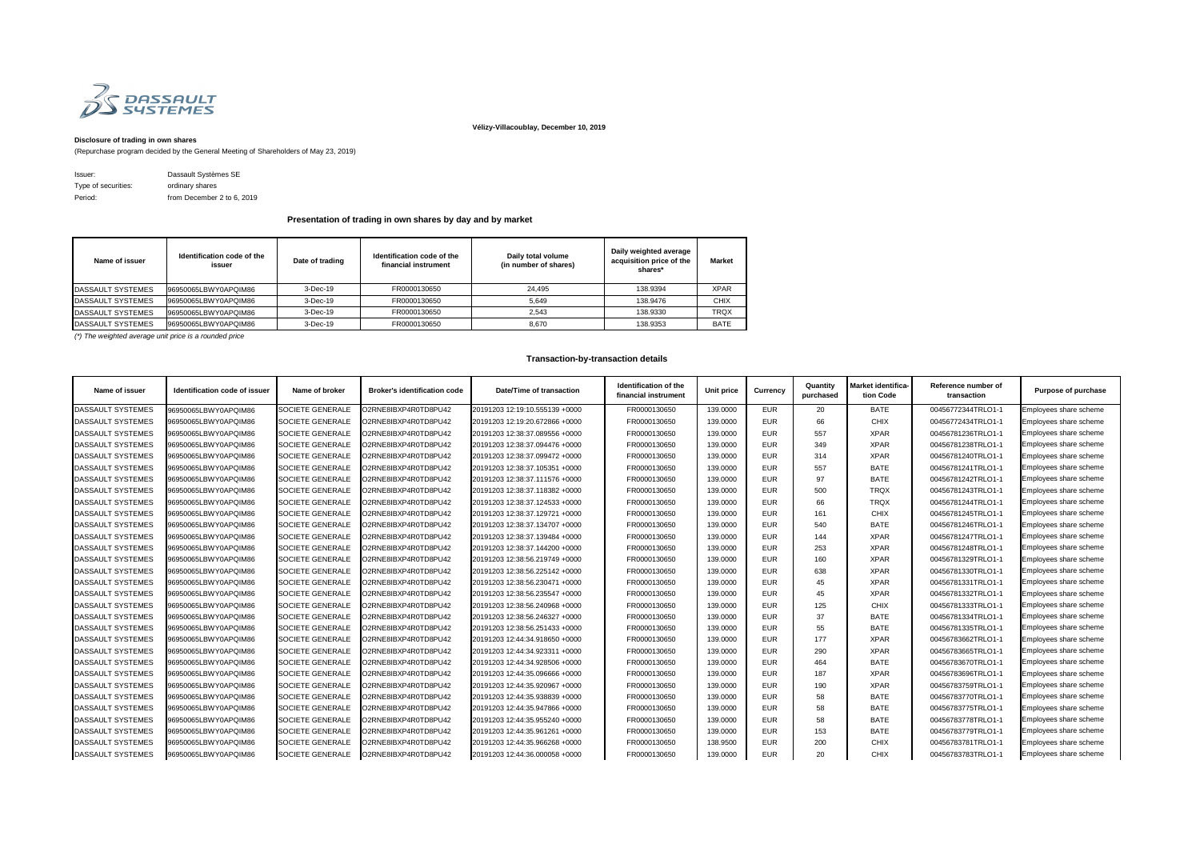Vélizy-Villacoublay, December 10, 2019

**Disclosure of trading in own shares**

(Repurchase program decided by the General Meeting of Shareholders of May 23, 2019)

Issuer: Dassault Systèmes SE
Type of securities: ordinary shares
Period: from December 2 to 6, 2019

## Presentation of trading in own shares by day and by market

| Name of issuer | Identification code of the issuer | Date of trading | Identification code of the financial instrument | Daily total volume (in number of shares) | Daily weighted average acquisition price of the shares* | Market |
|---|---|---|---|---|---|---|
| DASSAULT SYSTEMES | 96950065LBWY0APQIM86 | 3-Dec-19 | FR0000130650 | 24,495 | 138.9394 | XPAR |
| DASSAULT SYSTEMES | 96950065LBWY0APQIM86 | 3-Dec-19 | FR0000130650 | 5,649 | 138.9476 | CHIX |
| DASSAULT SYSTEMES | 96950065LBWY0APQIM86 | 3-Dec-19 | FR0000130650 | 2,543 | 138.9330 | TRQX |
| DASSAULT SYSTEMES | 96950065LBWY0APQIM86 | 3-Dec-19 | FR0000130650 | 8,670 | 138.9353 | BATE |

*(\*) The weighted average unit price is a rounded price*

## Transaction-by-transaction details

| Name of issuer | Identification code of issuer | Name of broker | Broker's identification code | Date/Time of transaction | Identification of the financial instrument | Unit price | Currency | Quantity purchased | Market identification Code | Reference number of transaction | Purpose of purchase |
|---|---|---|---|---|---|---|---|---|---|---|---|
| DASSAULT SYSTEMES | 96950065LBWY0APQIM86 | SOCIETE GENERALE | O2RNE8IBXP4R0TD8PU42 | 20191203 12:19:10.555139 +0000 | FR0000130650 | 139.0000 | EUR | 20 | BATE | 00456772344TRLO1-1 | Employees share scheme |
| DASSAULT SYSTEMES | 96950065LBWY0APQIM86 | SOCIETE GENERALE | O2RNE8IBXP4R0TD8PU42 | 20191203 12:19:20.672866 +0000 | FR0000130650 | 139.0000 | EUR | 66 | CHIX | 00456772434TRLO1-1 | Employees share scheme |
| DASSAULT SYSTEMES | 96950065LBWY0APQIM86 | SOCIETE GENERALE | O2RNE8IBXP4R0TD8PU42 | 20191203 12:38:37.089556 +0000 | FR0000130650 | 139.0000 | EUR | 557 | XPAR | 00456781236TRLO1-1 | Employees share scheme |
| DASSAULT SYSTEMES | 96950065LBWY0APQIM86 | SOCIETE GENERALE | O2RNE8IBXP4R0TD8PU42 | 20191203 12:38:37.094476 +0000 | FR0000130650 | 139.0000 | EUR | 349 | XPAR | 00456781238TRLO1-1 | Employees share scheme |
| DASSAULT SYSTEMES | 96950065LBWY0APQIM86 | SOCIETE GENERALE | O2RNE8IBXP4R0TD8PU42 | 20191203 12:38:37.099472 +0000 | FR0000130650 | 139.0000 | EUR | 314 | XPAR | 00456781240TRLO1-1 | Employees share scheme |
| DASSAULT SYSTEMES | 96950065LBWY0APQIM86 | SOCIETE GENERALE | O2RNE8IBXP4R0TD8PU42 | 20191203 12:38:37.105351 +0000 | FR0000130650 | 139.0000 | EUR | 557 | BATE | 00456781241TRLO1-1 | Employees share scheme |
| DASSAULT SYSTEMES | 96950065LBWY0APQIM86 | SOCIETE GENERALE | O2RNE8IBXP4R0TD8PU42 | 20191203 12:38:37.111576 +0000 | FR0000130650 | 139.0000 | EUR | 97 | BATE | 00456781242TRLO1-1 | Employees share scheme |
| DASSAULT SYSTEMES | 96950065LBWY0APQIM86 | SOCIETE GENERALE | O2RNE8IBXP4R0TD8PU42 | 20191203 12:38:37.118382 +0000 | FR0000130650 | 139.0000 | EUR | 500 | TRQX | 00456781243TRLO1-1 | Employees share scheme |
| DASSAULT SYSTEMES | 96950065LBWY0APQIM86 | SOCIETE GENERALE | O2RNE8IBXP4R0TD8PU42 | 20191203 12:38:37.124533 +0000 | FR0000130650 | 139.0000 | EUR | 66 | TRQX | 00456781244TRLO1-1 | Employees share scheme |
| DASSAULT SYSTEMES | 96950065LBWY0APQIM86 | SOCIETE GENERALE | O2RNE8IBXP4R0TD8PU42 | 20191203 12:38:37.129721 +0000 | FR0000130650 | 139.0000 | EUR | 161 | CHIX | 00456781245TRLO1-1 | Employees share scheme |
| DASSAULT SYSTEMES | 96950065LBWY0APQIM86 | SOCIETE GENERALE | O2RNE8IBXP4R0TD8PU42 | 20191203 12:38:37.134707 +0000 | FR0000130650 | 139.0000 | EUR | 540 | BATE | 00456781246TRLO1-1 | Employees share scheme |
| DASSAULT SYSTEMES | 96950065LBWY0APQIM86 | SOCIETE GENERALE | O2RNE8IBXP4R0TD8PU42 | 20191203 12:38:37.139484 +0000 | FR0000130650 | 139.0000 | EUR | 144 | XPAR | 00456781247TRLO1-1 | Employees share scheme |
| DASSAULT SYSTEMES | 96950065LBWY0APQIM86 | SOCIETE GENERALE | O2RNE8IBXP4R0TD8PU42 | 20191203 12:38:37.144200 +0000 | FR0000130650 | 139.0000 | EUR | 253 | XPAR | 00456781248TRLO1-1 | Employees share scheme |
| DASSAULT SYSTEMES | 96950065LBWY0APQIM86 | SOCIETE GENERALE | O2RNE8IBXP4R0TD8PU42 | 20191203 12:38:56.219749 +0000 | FR0000130650 | 139.0000 | EUR | 160 | XPAR | 00456781329TRLO1-1 | Employees share scheme |
| DASSAULT SYSTEMES | 96950065LBWY0APQIM86 | SOCIETE GENERALE | O2RNE8IBXP4R0TD8PU42 | 20191203 12:38:56.225142 +0000 | FR0000130650 | 139.0000 | EUR | 638 | XPAR | 00456781330TRLO1-1 | Employees share scheme |
| DASSAULT SYSTEMES | 96950065LBWY0APQIM86 | SOCIETE GENERALE | O2RNE8IBXP4R0TD8PU42 | 20191203 12:38:56.230471 +0000 | FR0000130650 | 139.0000 | EUR | 45 | XPAR | 00456781331TRLO1-1 | Employees share scheme |
| DASSAULT SYSTEMES | 96950065LBWY0APQIM86 | SOCIETE GENERALE | O2RNE8IBXP4R0TD8PU42 | 20191203 12:38:56.235547 +0000 | FR0000130650 | 139.0000 | EUR | 45 | XPAR | 00456781332TRLO1-1 | Employees share scheme |
| DASSAULT SYSTEMES | 96950065LBWY0APQIM86 | SOCIETE GENERALE | O2RNE8IBXP4R0TD8PU42 | 20191203 12:38:56.240968 +0000 | FR0000130650 | 139.0000 | EUR | 125 | CHIX | 00456781333TRLO1-1 | Employees share scheme |
| DASSAULT SYSTEMES | 96950065LBWY0APQIM86 | SOCIETE GENERALE | O2RNE8IBXP4R0TD8PU42 | 20191203 12:38:56.246327 +0000 | FR0000130650 | 139.0000 | EUR | 37 | BATE | 00456781334TRLO1-1 | Employees share scheme |
| DASSAULT SYSTEMES | 96950065LBWY0APQIM86 | SOCIETE GENERALE | O2RNE8IBXP4R0TD8PU42 | 20191203 12:38:56.251433 +0000 | FR0000130650 | 139.0000 | EUR | 55 | BATE | 00456781335TRLO1-1 | Employees share scheme |
| DASSAULT SYSTEMES | 96950065LBWY0APQIM86 | SOCIETE GENERALE | O2RNE8IBXP4R0TD8PU42 | 20191203 12:44:34.918650 +0000 | FR0000130650 | 139.0000 | EUR | 177 | XPAR | 00456783662TRLO1-1 | Employees share scheme |
| DASSAULT SYSTEMES | 96950065LBWY0APQIM86 | SOCIETE GENERALE | O2RNE8IBXP4R0TD8PU42 | 20191203 12:44:34.923311 +0000 | FR0000130650 | 139.0000 | EUR | 290 | XPAR | 00456783665TRLO1-1 | Employees share scheme |
| DASSAULT SYSTEMES | 96950065LBWY0APQIM86 | SOCIETE GENERALE | O2RNE8IBXP4R0TD8PU42 | 20191203 12:44:34.928506 +0000 | FR0000130650 | 139.0000 | EUR | 464 | BATE | 00456783670TRLO1-1 | Employees share scheme |
| DASSAULT SYSTEMES | 96950065LBWY0APQIM86 | SOCIETE GENERALE | O2RNE8IBXP4R0TD8PU42 | 20191203 12:44:35.096666 +0000 | FR0000130650 | 139.0000 | EUR | 187 | XPAR | 00456783696TRLO1-1 | Employees share scheme |
| DASSAULT SYSTEMES | 96950065LBWY0APQIM86 | SOCIETE GENERALE | O2RNE8IBXP4R0TD8PU42 | 20191203 12:44:35.920967 +0000 | FR0000130650 | 139.0000 | EUR | 190 | XPAR | 00456783759TRLO1-1 | Employees share scheme |
| DASSAULT SYSTEMES | 96950065LBWY0APQIM86 | SOCIETE GENERALE | O2RNE8IBXP4R0TD8PU42 | 20191203 12:44:35.938839 +0000 | FR0000130650 | 139.0000 | EUR | 58 | BATE | 00456783770TRLO1-1 | Employees share scheme |
| DASSAULT SYSTEMES | 96950065LBWY0APQIM86 | SOCIETE GENERALE | O2RNE8IBXP4R0TD8PU42 | 20191203 12:44:35.947866 +0000 | FR0000130650 | 139.0000 | EUR | 58 | BATE | 00456783775TRLO1-1 | Employees share scheme |
| DASSAULT SYSTEMES | 96950065LBWY0APQIM86 | SOCIETE GENERALE | O2RNE8IBXP4R0TD8PU42 | 20191203 12:44:35.955240 +0000 | FR0000130650 | 139.0000 | EUR | 58 | BATE | 00456783778TRLO1-1 | Employees share scheme |
| DASSAULT SYSTEMES | 96950065LBWY0APQIM86 | SOCIETE GENERALE | O2RNE8IBXP4R0TD8PU42 | 20191203 12:44:35.961261 +0000 | FR0000130650 | 139.0000 | EUR | 153 | BATE | 00456783779TRLO1-1 | Employees share scheme |
| DASSAULT SYSTEMES | 96950065LBWY0APQIM86 | SOCIETE GENERALE | O2RNE8IBXP4R0TD8PU42 | 20191203 12:44:35.966268 +0000 | FR0000130650 | 138.9500 | EUR | 200 | CHIX | 00456783781TRLO1-1 | Employees share scheme |
| DASSAULT SYSTEMES | 96950065LBWY0APQIM86 | SOCIETE GENERALE | O2RNE8IBXP4R0TD8PU42 | 20191203 12:44:36.000058 +0000 | FR0000130650 | 139.0000 | EUR | 20 | CHIX | 00456783783TRLO1-1 | Employees share scheme |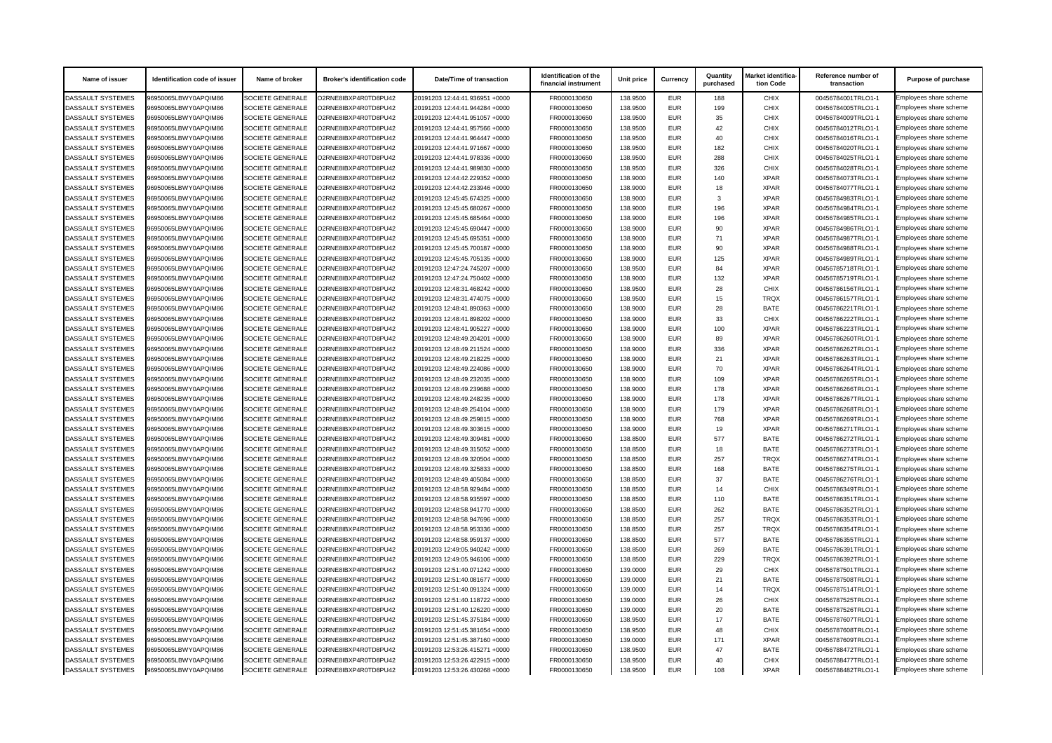| Name of issuer | Identification code of issuer | Name of broker | Broker's identification code | Date/Time of transaction | Identification of the financial instrument | Unit price | Currency | Quantity purchased | Market identification Code | Reference number of transaction | Purpose of purchase |
|---|---|---|---|---|---|---|---|---|---|---|---|
| DASSAULT SYSTEMES | 96950065LBWY0APQIM86 | SOCIETE GENERALE | O2RNE8IBXP4R0TD8PU42 | 20191203 12:44:41.936951 +0000 | FR0000130650 | 138.9500 | EUR | 188 | CHIX | 00456784001TRLO1-1 | Employees share scheme |
| DASSAULT SYSTEMES | 96950065LBWY0APQIM86 | SOCIETE GENERALE | O2RNE8IBXP4R0TD8PU42 | 20191203 12:44:41.944284 +0000 | FR0000130650 | 138.9500 | EUR | 199 | CHIX | 00456784005TRLO1-1 | Employees share scheme |
| DASSAULT SYSTEMES | 96950065LBWY0APQIM86 | SOCIETE GENERALE | O2RNE8IBXP4R0TD8PU42 | 20191203 12:44:41.951057 +0000 | FR0000130650 | 138.9500 | EUR | 35 | CHIX | 00456784009TRLO1-1 | Employees share scheme |
| DASSAULT SYSTEMES | 96950065LBWY0APQIM86 | SOCIETE GENERALE | O2RNE8IBXP4R0TD8PU42 | 20191203 12:44:41.957566 +0000 | FR0000130650 | 138.9500 | EUR | 42 | CHIX | 00456784012TRLO1-1 | Employees share scheme |
| DASSAULT SYSTEMES | 96950065LBWY0APQIM86 | SOCIETE GENERALE | O2RNE8IBXP4R0TD8PU42 | 20191203 12:44:41.964447 +0000 | FR0000130650 | 138.9500 | EUR | 40 | CHIX | 00456784016TRLO1-1 | Employees share scheme |
| DASSAULT SYSTEMES | 96950065LBWY0APQIM86 | SOCIETE GENERALE | O2RNE8IBXP4R0TD8PU42 | 20191203 12:44:41.971667 +0000 | FR0000130650 | 138.9500 | EUR | 182 | CHIX | 00456784020TRLO1-1 | Employees share scheme |
| DASSAULT SYSTEMES | 96950065LBWY0APQIM86 | SOCIETE GENERALE | O2RNE8IBXP4R0TD8PU42 | 20191203 12:44:41.978336 +0000 | FR0000130650 | 138.9500 | EUR | 288 | CHIX | 00456784025TRLO1-1 | Employees share scheme |
| DASSAULT SYSTEMES | 96950065LBWY0APQIM86 | SOCIETE GENERALE | O2RNE8IBXP4R0TD8PU42 | 20191203 12:44:41.989830 +0000 | FR0000130650 | 138.9500 | EUR | 326 | CHIX | 00456784028TRLO1-1 | Employees share scheme |
| DASSAULT SYSTEMES | 96950065LBWY0APQIM86 | SOCIETE GENERALE | O2RNE8IBXP4R0TD8PU42 | 20191203 12:44:42.229352 +0000 | FR0000130650 | 138.9000 | EUR | 140 | XPAR | 00456784073TRLO1-1 | Employees share scheme |
| DASSAULT SYSTEMES | 96950065LBWY0APQIM86 | SOCIETE GENERALE | O2RNE8IBXP4R0TD8PU42 | 20191203 12:44:42.233946 +0000 | FR0000130650 | 138.9000 | EUR | 18 | XPAR | 00456784077TRLO1-1 | Employees share scheme |
| DASSAULT SYSTEMES | 96950065LBWY0APQIM86 | SOCIETE GENERALE | O2RNE8IBXP4R0TD8PU42 | 20191203 12:45:45.674325 +0000 | FR0000130650 | 138.9000 | EUR | 3 | XPAR | 00456784983TRLO1-1 | Employees share scheme |
| DASSAULT SYSTEMES | 96950065LBWY0APQIM86 | SOCIETE GENERALE | O2RNE8IBXP4R0TD8PU42 | 20191203 12:45:45.680267 +0000 | FR0000130650 | 138.9000 | EUR | 196 | XPAR | 00456784984TRLO1-1 | Employees share scheme |
| DASSAULT SYSTEMES | 96950065LBWY0APQIM86 | SOCIETE GENERALE | O2RNE8IBXP4R0TD8PU42 | 20191203 12:45:45.685464 +0000 | FR0000130650 | 138.9000 | EUR | 196 | XPAR | 00456784985TRLO1-1 | Employees share scheme |
| DASSAULT SYSTEMES | 96950065LBWY0APQIM86 | SOCIETE GENERALE | O2RNE8IBXP4R0TD8PU42 | 20191203 12:45:45.690447 +0000 | FR0000130650 | 138.9000 | EUR | 90 | XPAR | 00456784986TRLO1-1 | Employees share scheme |
| DASSAULT SYSTEMES | 96950065LBWY0APQIM86 | SOCIETE GENERALE | O2RNE8IBXP4R0TD8PU42 | 20191203 12:45:45.695351 +0000 | FR0000130650 | 138.9000 | EUR | 71 | XPAR | 00456784987TRLO1-1 | Employees share scheme |
| DASSAULT SYSTEMES | 96950065LBWY0APQIM86 | SOCIETE GENERALE | O2RNE8IBXP4R0TD8PU42 | 20191203 12:45:45.700187 +0000 | FR0000130650 | 138.9000 | EUR | 90 | XPAR | 00456784988TRLO1-1 | Employees share scheme |
| DASSAULT SYSTEMES | 96950065LBWY0APQIM86 | SOCIETE GENERALE | O2RNE8IBXP4R0TD8PU42 | 20191203 12:45:45.705135 +0000 | FR0000130650 | 138.9000 | EUR | 125 | XPAR | 00456784989TRLO1-1 | Employees share scheme |
| DASSAULT SYSTEMES | 96950065LBWY0APQIM86 | SOCIETE GENERALE | O2RNE8IBXP4R0TD8PU42 | 20191203 12:47:24.745207 +0000 | FR0000130650 | 138.9500 | EUR | 84 | XPAR | 00456785718TRLO1-1 | Employees share scheme |
| DASSAULT SYSTEMES | 96950065LBWY0APQIM86 | SOCIETE GENERALE | O2RNE8IBXP4R0TD8PU42 | 20191203 12:47:24.750402 +0000 | FR0000130650 | 138.9000 | EUR | 132 | XPAR | 00456785719TRLO1-1 | Employees share scheme |
| DASSAULT SYSTEMES | 96950065LBWY0APQIM86 | SOCIETE GENERALE | O2RNE8IBXP4R0TD8PU42 | 20191203 12:48:31.468242 +0000 | FR0000130650 | 138.9500 | EUR | 28 | CHIX | 00456786156TRLO1-1 | Employees share scheme |
| DASSAULT SYSTEMES | 96950065LBWY0APQIM86 | SOCIETE GENERALE | O2RNE8IBXP4R0TD8PU42 | 20191203 12:48:31.474075 +0000 | FR0000130650 | 138.9500 | EUR | 15 | TRQX | 00456786157TRLO1-1 | Employees share scheme |
| DASSAULT SYSTEMES | 96950065LBWY0APQIM86 | SOCIETE GENERALE | O2RNE8IBXP4R0TD8PU42 | 20191203 12:48:41.890363 +0000 | FR0000130650 | 138.9000 | EUR | 28 | BATE | 00456786221TRLO1-1 | Employees share scheme |
| DASSAULT SYSTEMES | 96950065LBWY0APQIM86 | SOCIETE GENERALE | O2RNE8IBXP4R0TD8PU42 | 20191203 12:48:41.898202 +0000 | FR0000130650 | 138.9000 | EUR | 33 | CHIX | 00456786222TRLO1-1 | Employees share scheme |
| DASSAULT SYSTEMES | 96950065LBWY0APQIM86 | SOCIETE GENERALE | O2RNE8IBXP4R0TD8PU42 | 20191203 12:48:41.905227 +0000 | FR0000130650 | 138.9000 | EUR | 100 | XPAR | 00456786223TRLO1-1 | Employees share scheme |
| DASSAULT SYSTEMES | 96950065LBWY0APQIM86 | SOCIETE GENERALE | O2RNE8IBXP4R0TD8PU42 | 20191203 12:48:49.204201 +0000 | FR0000130650 | 138.9000 | EUR | 89 | XPAR | 00456786260TRLO1-1 | Employees share scheme |
| DASSAULT SYSTEMES | 96950065LBWY0APQIM86 | SOCIETE GENERALE | O2RNE8IBXP4R0TD8PU42 | 20191203 12:48:49.211524 +0000 | FR0000130650 | 138.9000 | EUR | 336 | XPAR | 00456786262TRLO1-1 | Employees share scheme |
| DASSAULT SYSTEMES | 96950065LBWY0APQIM86 | SOCIETE GENERALE | O2RNE8IBXP4R0TD8PU42 | 20191203 12:48:49.218225 +0000 | FR0000130650 | 138.9000 | EUR | 21 | XPAR | 00456786263TRLO1-1 | Employees share scheme |
| DASSAULT SYSTEMES | 96950065LBWY0APQIM86 | SOCIETE GENERALE | O2RNE8IBXP4R0TD8PU42 | 20191203 12:48:49.224086 +0000 | FR0000130650 | 138.9000 | EUR | 70 | XPAR | 00456786264TRLO1-1 | Employees share scheme |
| DASSAULT SYSTEMES | 96950065LBWY0APQIM86 | SOCIETE GENERALE | O2RNE8IBXP4R0TD8PU42 | 20191203 12:48:49.232035 +0000 | FR0000130650 | 138.9000 | EUR | 109 | XPAR | 00456786265TRLO1-1 | Employees share scheme |
| DASSAULT SYSTEMES | 96950065LBWY0APQIM86 | SOCIETE GENERALE | O2RNE8IBXP4R0TD8PU42 | 20191203 12:48:49.239688 +0000 | FR0000130650 | 138.9000 | EUR | 178 | XPAR | 00456786266TRLO1-1 | Employees share scheme |
| DASSAULT SYSTEMES | 96950065LBWY0APQIM86 | SOCIETE GENERALE | O2RNE8IBXP4R0TD8PU42 | 20191203 12:48:49.248235 +0000 | FR0000130650 | 138.9000 | EUR | 178 | XPAR | 00456786267TRLO1-1 | Employees share scheme |
| DASSAULT SYSTEMES | 96950065LBWY0APQIM86 | SOCIETE GENERALE | O2RNE8IBXP4R0TD8PU42 | 20191203 12:48:49.254104 +0000 | FR0000130650 | 138.9000 | EUR | 179 | XPAR | 00456786268TRLO1-1 | Employees share scheme |
| DASSAULT SYSTEMES | 96950065LBWY0APQIM86 | SOCIETE GENERALE | O2RNE8IBXP4R0TD8PU42 | 20191203 12:48:49.259815 +0000 | FR0000130650 | 138.9000 | EUR | 768 | XPAR | 00456786269TRLO1-1 | Employees share scheme |
| DASSAULT SYSTEMES | 96950065LBWY0APQIM86 | SOCIETE GENERALE | O2RNE8IBXP4R0TD8PU42 | 20191203 12:48:49.303615 +0000 | FR0000130650 | 138.9000 | EUR | 19 | XPAR | 00456786271TRLO1-1 | Employees share scheme |
| DASSAULT SYSTEMES | 96950065LBWY0APQIM86 | SOCIETE GENERALE | O2RNE8IBXP4R0TD8PU42 | 20191203 12:48:49.309481 +0000 | FR0000130650 | 138.8500 | EUR | 577 | BATE | 00456786272TRLO1-1 | Employees share scheme |
| DASSAULT SYSTEMES | 96950065LBWY0APQIM86 | SOCIETE GENERALE | O2RNE8IBXP4R0TD8PU42 | 20191203 12:48:49.315052 +0000 | FR0000130650 | 138.8500 | EUR | 18 | BATE | 00456786273TRLO1-1 | Employees share scheme |
| DASSAULT SYSTEMES | 96950065LBWY0APQIM86 | SOCIETE GENERALE | O2RNE8IBXP4R0TD8PU42 | 20191203 12:48:49.320504 +0000 | FR0000130650 | 138.8500 | EUR | 257 | TRQX | 00456786274TRLO1-1 | Employees share scheme |
| DASSAULT SYSTEMES | 96950065LBWY0APQIM86 | SOCIETE GENERALE | O2RNE8IBXP4R0TD8PU42 | 20191203 12:48:49.325833 +0000 | FR0000130650 | 138.8500 | EUR | 168 | BATE | 00456786275TRLO1-1 | Employees share scheme |
| DASSAULT SYSTEMES | 96950065LBWY0APQIM86 | SOCIETE GENERALE | O2RNE8IBXP4R0TD8PU42 | 20191203 12:48:49.405084 +0000 | FR0000130650 | 138.8500 | EUR | 37 | BATE | 00456786276TRLO1-1 | Employees share scheme |
| DASSAULT SYSTEMES | 96950065LBWY0APQIM86 | SOCIETE GENERALE | O2RNE8IBXP4R0TD8PU42 | 20191203 12:48:58.929484 +0000 | FR0000130650 | 138.8500 | EUR | 14 | CHIX | 00456786349TRLO1-1 | Employees share scheme |
| DASSAULT SYSTEMES | 96950065LBWY0APQIM86 | SOCIETE GENERALE | O2RNE8IBXP4R0TD8PU42 | 20191203 12:48:58.935597 +0000 | FR0000130650 | 138.8500 | EUR | 110 | BATE | 00456786351TRLO1-1 | Employees share scheme |
| DASSAULT SYSTEMES | 96950065LBWY0APQIM86 | SOCIETE GENERALE | O2RNE8IBXP4R0TD8PU42 | 20191203 12:48:58.941770 +0000 | FR0000130650 | 138.8500 | EUR | 262 | BATE | 00456786352TRLO1-1 | Employees share scheme |
| DASSAULT SYSTEMES | 96950065LBWY0APQIM86 | SOCIETE GENERALE | O2RNE8IBXP4R0TD8PU42 | 20191203 12:48:58.947696 +0000 | FR0000130650 | 138.8500 | EUR | 257 | TRQX | 00456786353TRLO1-1 | Employees share scheme |
| DASSAULT SYSTEMES | 96950065LBWY0APQIM86 | SOCIETE GENERALE | O2RNE8IBXP4R0TD8PU42 | 20191203 12:48:58.953336 +0000 | FR0000130650 | 138.8500 | EUR | 257 | TRQX | 00456786354TRLO1-1 | Employees share scheme |
| DASSAULT SYSTEMES | 96950065LBWY0APQIM86 | SOCIETE GENERALE | O2RNE8IBXP4R0TD8PU42 | 20191203 12:48:58.959137 +0000 | FR0000130650 | 138.8500 | EUR | 577 | BATE | 00456786355TRLO1-1 | Employees share scheme |
| DASSAULT SYSTEMES | 96950065LBWY0APQIM86 | SOCIETE GENERALE | O2RNE8IBXP4R0TD8PU42 | 20191203 12:49:05.940242 +0000 | FR0000130650 | 138.8500 | EUR | 269 | BATE | 00456786391TRLO1-1 | Employees share scheme |
| DASSAULT SYSTEMES | 96950065LBWY0APQIM86 | SOCIETE GENERALE | O2RNE8IBXP4R0TD8PU42 | 20191203 12:49:05.946106 +0000 | FR0000130650 | 138.8500 | EUR | 229 | TRQX | 00456786392TRLO1-1 | Employees share scheme |
| DASSAULT SYSTEMES | 96950065LBWY0APQIM86 | SOCIETE GENERALE | O2RNE8IBXP4R0TD8PU42 | 20191203 12:51:40.071242 +0000 | FR0000130650 | 139.0000 | EUR | 29 | CHIX | 00456787501TRLO1-1 | Employees share scheme |
| DASSAULT SYSTEMES | 96950065LBWY0APQIM86 | SOCIETE GENERALE | O2RNE8IBXP4R0TD8PU42 | 20191203 12:51:40.081677 +0000 | FR0000130650 | 139.0000 | EUR | 21 | BATE | 00456787508TRLO1-1 | Employees share scheme |
| DASSAULT SYSTEMES | 96950065LBWY0APQIM86 | SOCIETE GENERALE | O2RNE8IBXP4R0TD8PU42 | 20191203 12:51:40.091324 +0000 | FR0000130650 | 139.0000 | EUR | 14 | TRQX | 00456787514TRLO1-1 | Employees share scheme |
| DASSAULT SYSTEMES | 96950065LBWY0APQIM86 | SOCIETE GENERALE | O2RNE8IBXP4R0TD8PU42 | 20191203 12:51:40.118722 +0000 | FR0000130650 | 139.0000 | EUR | 26 | CHIX | 00456787525TRLO1-1 | Employees share scheme |
| DASSAULT SYSTEMES | 96950065LBWY0APQIM86 | SOCIETE GENERALE | O2RNE8IBXP4R0TD8PU42 | 20191203 12:51:40.126220 +0000 | FR0000130650 | 139.0000 | EUR | 20 | BATE | 00456787526TRLO1-1 | Employees share scheme |
| DASSAULT SYSTEMES | 96950065LBWY0APQIM86 | SOCIETE GENERALE | O2RNE8IBXP4R0TD8PU42 | 20191203 12:51:45.375184 +0000 | FR0000130650 | 138.9500 | EUR | 17 | BATE | 00456787607TRLO1-1 | Employees share scheme |
| DASSAULT SYSTEMES | 96950065LBWY0APQIM86 | SOCIETE GENERALE | O2RNE8IBXP4R0TD8PU42 | 20191203 12:51:45.381654 +0000 | FR0000130650 | 138.9500 | EUR | 48 | CHIX | 00456787608TRLO1-1 | Employees share scheme |
| DASSAULT SYSTEMES | 96950065LBWY0APQIM86 | SOCIETE GENERALE | O2RNE8IBXP4R0TD8PU42 | 20191203 12:51:45.387160 +0000 | FR0000130650 | 139.0000 | EUR | 171 | XPAR | 00456787609TRLO1-1 | Employees share scheme |
| DASSAULT SYSTEMES | 96950065LBWY0APQIM86 | SOCIETE GENERALE | O2RNE8IBXP4R0TD8PU42 | 20191203 12:53:26.415271 +0000 | FR0000130650 | 138.9500 | EUR | 47 | BATE | 00456788472TRLO1-1 | Employees share scheme |
| DASSAULT SYSTEMES | 96950065LBWY0APQIM86 | SOCIETE GENERALE | O2RNE8IBXP4R0TD8PU42 | 20191203 12:53:26.422915 +0000 | FR0000130650 | 138.9500 | EUR | 40 | CHIX | 00456788477TRLO1-1 | Employees share scheme |
| DASSAULT SYSTEMES | 96950065LBWY0APQIM86 | SOCIETE GENERALE | O2RNE8IBXP4R0TD8PU42 | 20191203 12:53:26.430268 +0000 | FR0000130650 | 138.9500 | EUR | 108 | XPAR | 00456788482TRLO1-1 | Employees share scheme |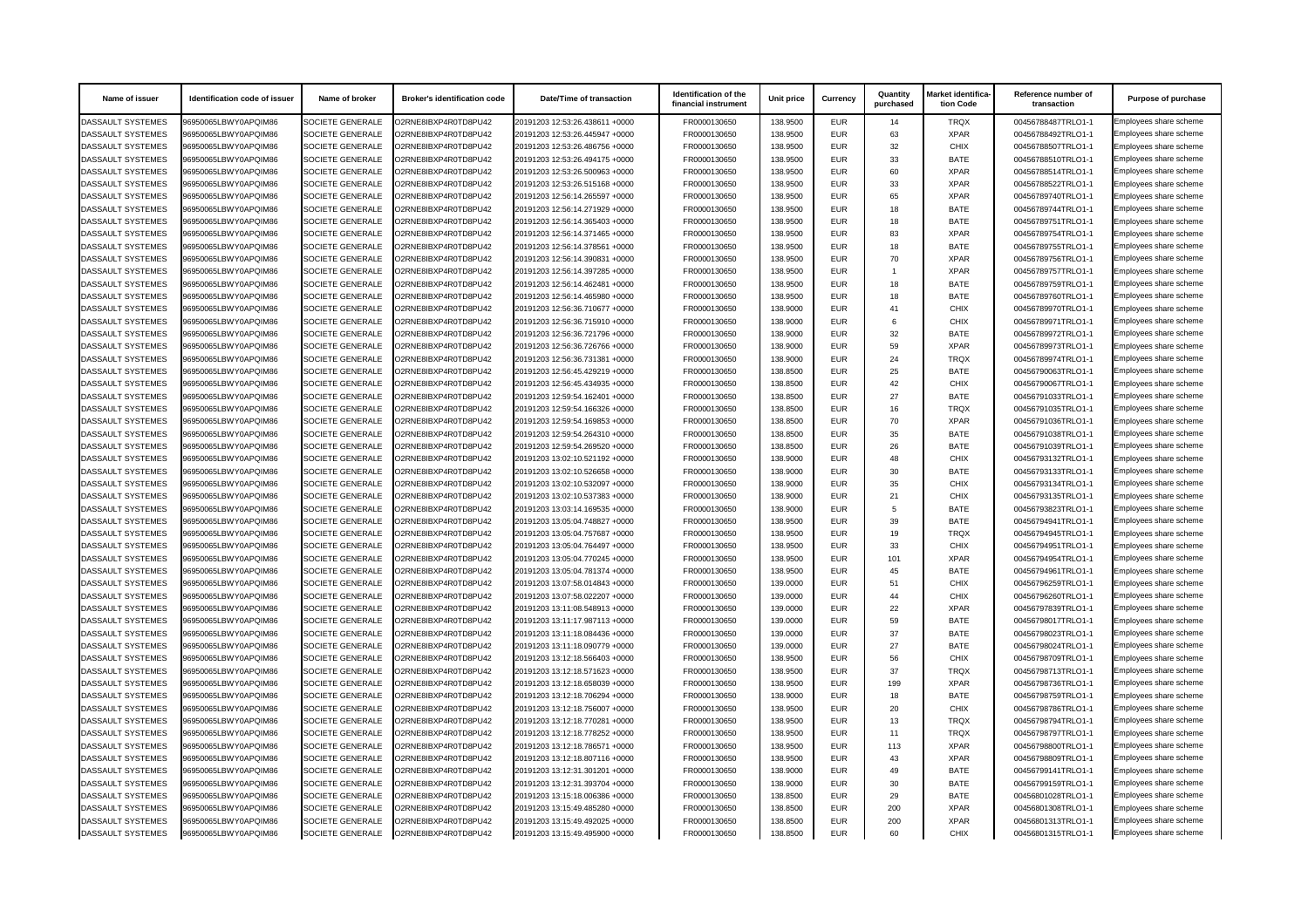| Name of issuer | Identification code of issuer | Name of broker | Broker's identification code | Date/Time of transaction | Identification of the financial instrument | Unit price | Currency | Quantity purchased | Market identification Code | Reference number of transaction | Purpose of purchase |
|---|---|---|---|---|---|---|---|---|---|---|---|
| DASSAULT SYSTEMES | 96950065LBWY0APQIM86 | SOCIETE GENERALE | O2RNE8IBXP4R0TD8PU42 | 20191203 12:53:26.438611 +0000 | FR0000130650 | 138.9500 | EUR | 14 | TRQX | 00456788487TRLO1-1 | Employees share scheme |
| DASSAULT SYSTEMES | 96950065LBWY0APQIM86 | SOCIETE GENERALE | O2RNE8IBXP4R0TD8PU42 | 20191203 12:53:26.445947 +0000 | FR0000130650 | 138.9500 | EUR | 63 | XPAR | 00456788492TRLO1-1 | Employees share scheme |
| DASSAULT SYSTEMES | 96950065LBWY0APQIM86 | SOCIETE GENERALE | O2RNE8IBXP4R0TD8PU42 | 20191203 12:53:26.486756 +0000 | FR0000130650 | 138.9500 | EUR | 32 | CHIX | 00456788507TRLO1-1 | Employees share scheme |
| DASSAULT SYSTEMES | 96950065LBWY0APQIM86 | SOCIETE GENERALE | O2RNE8IBXP4R0TD8PU42 | 20191203 12:53:26.494175 +0000 | FR0000130650 | 138.9500 | EUR | 33 | BATE | 00456788510TRLO1-1 | Employees share scheme |
| DASSAULT SYSTEMES | 96950065LBWY0APQIM86 | SOCIETE GENERALE | O2RNE8IBXP4R0TD8PU42 | 20191203 12:53:26.500963 +0000 | FR0000130650 | 138.9500 | EUR | 60 | XPAR | 00456788514TRLO1-1 | Employees share scheme |
| DASSAULT SYSTEMES | 96950065LBWY0APQIM86 | SOCIETE GENERALE | O2RNE8IBXP4R0TD8PU42 | 20191203 12:53:26.515168 +0000 | FR0000130650 | 138.9500 | EUR | 33 | XPAR | 00456788522TRLO1-1 | Employees share scheme |
| DASSAULT SYSTEMES | 96950065LBWY0APQIM86 | SOCIETE GENERALE | O2RNE8IBXP4R0TD8PU42 | 20191203 12:56:14.265597 +0000 | FR0000130650 | 138.9500 | EUR | 65 | XPAR | 00456789740TRLO1-1 | Employees share scheme |
| DASSAULT SYSTEMES | 96950065LBWY0APQIM86 | SOCIETE GENERALE | O2RNE8IBXP4R0TD8PU42 | 20191203 12:56:14.271929 +0000 | FR0000130650 | 138.9500 | EUR | 18 | BATE | 00456789744TRLO1-1 | Employees share scheme |
| DASSAULT SYSTEMES | 96950065LBWY0APQIM86 | SOCIETE GENERALE | O2RNE8IBXP4R0TD8PU42 | 20191203 12:56:14.365403 +0000 | FR0000130650 | 138.9500 | EUR | 18 | BATE | 00456789751TRLO1-1 | Employees share scheme |
| DASSAULT SYSTEMES | 96950065LBWY0APQIM86 | SOCIETE GENERALE | O2RNE8IBXP4R0TD8PU42 | 20191203 12:56:14.371465 +0000 | FR0000130650 | 138.9500 | EUR | 83 | XPAR | 00456789754TRLO1-1 | Employees share scheme |
| DASSAULT SYSTEMES | 96950065LBWY0APQIM86 | SOCIETE GENERALE | O2RNE8IBXP4R0TD8PU42 | 20191203 12:56:14.378561 +0000 | FR0000130650 | 138.9500 | EUR | 18 | BATE | 00456789755TRLO1-1 | Employees share scheme |
| DASSAULT SYSTEMES | 96950065LBWY0APQIM86 | SOCIETE GENERALE | O2RNE8IBXP4R0TD8PU42 | 20191203 12:56:14.390831 +0000 | FR0000130650 | 138.9500 | EUR | 70 | XPAR | 00456789756TRLO1-1 | Employees share scheme |
| DASSAULT SYSTEMES | 96950065LBWY0APQIM86 | SOCIETE GENERALE | O2RNE8IBXP4R0TD8PU42 | 20191203 12:56:14.397285 +0000 | FR0000130650 | 138.9500 | EUR | 1 | XPAR | 00456789757TRLO1-1 | Employees share scheme |
| DASSAULT SYSTEMES | 96950065LBWY0APQIM86 | SOCIETE GENERALE | O2RNE8IBXP4R0TD8PU42 | 20191203 12:56:14.462481 +0000 | FR0000130650 | 138.9500 | EUR | 18 | BATE | 00456789759TRLO1-1 | Employees share scheme |
| DASSAULT SYSTEMES | 96950065LBWY0APQIM86 | SOCIETE GENERALE | O2RNE8IBXP4R0TD8PU42 | 20191203 12:56:14.465980 +0000 | FR0000130650 | 138.9500 | EUR | 18 | BATE | 00456789760TRLO1-1 | Employees share scheme |
| DASSAULT SYSTEMES | 96950065LBWY0APQIM86 | SOCIETE GENERALE | O2RNE8IBXP4R0TD8PU42 | 20191203 12:56:36.710677 +0000 | FR0000130650 | 138.9000 | EUR | 41 | CHIX | 00456789970TRLO1-1 | Employees share scheme |
| DASSAULT SYSTEMES | 96950065LBWY0APQIM86 | SOCIETE GENERALE | O2RNE8IBXP4R0TD8PU42 | 20191203 12:56:36.715910 +0000 | FR0000130650 | 138.9000 | EUR | 6 | CHIX | 00456789971TRLO1-1 | Employees share scheme |
| DASSAULT SYSTEMES | 96950065LBWY0APQIM86 | SOCIETE GENERALE | O2RNE8IBXP4R0TD8PU42 | 20191203 12:56:36.721796 +0000 | FR0000130650 | 138.9000 | EUR | 32 | BATE | 00456789972TRLO1-1 | Employees share scheme |
| DASSAULT SYSTEMES | 96950065LBWY0APQIM86 | SOCIETE GENERALE | O2RNE8IBXP4R0TD8PU42 | 20191203 12:56:36.726766 +0000 | FR0000130650 | 138.9000 | EUR | 59 | XPAR | 00456789973TRLO1-1 | Employees share scheme |
| DASSAULT SYSTEMES | 96950065LBWY0APQIM86 | SOCIETE GENERALE | O2RNE8IBXP4R0TD8PU42 | 20191203 12:56:36.731381 +0000 | FR0000130650 | 138.9000 | EUR | 24 | TRQX | 00456789974TRLO1-1 | Employees share scheme |
| DASSAULT SYSTEMES | 96950065LBWY0APQIM86 | SOCIETE GENERALE | O2RNE8IBXP4R0TD8PU42 | 20191203 12:56:45.429219 +0000 | FR0000130650 | 138.8500 | EUR | 25 | BATE | 00456790063TRLO1-1 | Employees share scheme |
| DASSAULT SYSTEMES | 96950065LBWY0APQIM86 | SOCIETE GENERALE | O2RNE8IBXP4R0TD8PU42 | 20191203 12:56:45.434935 +0000 | FR0000130650 | 138.8500 | EUR | 42 | CHIX | 00456790067TRLO1-1 | Employees share scheme |
| DASSAULT SYSTEMES | 96950065LBWY0APQIM86 | SOCIETE GENERALE | O2RNE8IBXP4R0TD8PU42 | 20191203 12:59:54.162401 +0000 | FR0000130650 | 138.8500 | EUR | 27 | BATE | 00456791033TRLO1-1 | Employees share scheme |
| DASSAULT SYSTEMES | 96950065LBWY0APQIM86 | SOCIETE GENERALE | O2RNE8IBXP4R0TD8PU42 | 20191203 12:59:54.166326 +0000 | FR0000130650 | 138.8500 | EUR | 16 | TRQX | 00456791035TRLO1-1 | Employees share scheme |
| DASSAULT SYSTEMES | 96950065LBWY0APQIM86 | SOCIETE GENERALE | O2RNE8IBXP4R0TD8PU42 | 20191203 12:59:54.169853 +0000 | FR0000130650 | 138.8500 | EUR | 70 | XPAR | 00456791036TRLO1-1 | Employees share scheme |
| DASSAULT SYSTEMES | 96950065LBWY0APQIM86 | SOCIETE GENERALE | O2RNE8IBXP4R0TD8PU42 | 20191203 12:59:54.264310 +0000 | FR0000130650 | 138.8500 | EUR | 35 | BATE | 00456791038TRLO1-1 | Employees share scheme |
| DASSAULT SYSTEMES | 96950065LBWY0APQIM86 | SOCIETE GENERALE | O2RNE8IBXP4R0TD8PU42 | 20191203 12:59:54.269520 +0000 | FR0000130650 | 138.8500 | EUR | 26 | BATE | 00456791039TRLO1-1 | Employees share scheme |
| DASSAULT SYSTEMES | 96950065LBWY0APQIM86 | SOCIETE GENERALE | O2RNE8IBXP4R0TD8PU42 | 20191203 13:02:10.521192 +0000 | FR0000130650 | 138.9000 | EUR | 48 | CHIX | 00456793132TRLO1-1 | Employees share scheme |
| DASSAULT SYSTEMES | 96950065LBWY0APQIM86 | SOCIETE GENERALE | O2RNE8IBXP4R0TD8PU42 | 20191203 13:02:10.526658 +0000 | FR0000130650 | 138.9000 | EUR | 30 | BATE | 00456793133TRLO1-1 | Employees share scheme |
| DASSAULT SYSTEMES | 96950065LBWY0APQIM86 | SOCIETE GENERALE | O2RNE8IBXP4R0TD8PU42 | 20191203 13:02:10.532097 +0000 | FR0000130650 | 138.9000 | EUR | 35 | CHIX | 00456793134TRLO1-1 | Employees share scheme |
| DASSAULT SYSTEMES | 96950065LBWY0APQIM86 | SOCIETE GENERALE | O2RNE8IBXP4R0TD8PU42 | 20191203 13:02:10.537383 +0000 | FR0000130650 | 138.9000 | EUR | 21 | CHIX | 00456793135TRLO1-1 | Employees share scheme |
| DASSAULT SYSTEMES | 96950065LBWY0APQIM86 | SOCIETE GENERALE | O2RNE8IBXP4R0TD8PU42 | 20191203 13:03:14.169535 +0000 | FR0000130650 | 138.9000 | EUR | 5 | BATE | 00456793823TRLO1-1 | Employees share scheme |
| DASSAULT SYSTEMES | 96950065LBWY0APQIM86 | SOCIETE GENERALE | O2RNE8IBXP4R0TD8PU42 | 20191203 13:05:04.748827 +0000 | FR0000130650 | 138.9500 | EUR | 39 | BATE | 00456794941TRLO1-1 | Employees share scheme |
| DASSAULT SYSTEMES | 96950065LBWY0APQIM86 | SOCIETE GENERALE | O2RNE8IBXP4R0TD8PU42 | 20191203 13:05:04.757687 +0000 | FR0000130650 | 138.9500 | EUR | 19 | TRQX | 00456794945TRLO1-1 | Employees share scheme |
| DASSAULT SYSTEMES | 96950065LBWY0APQIM86 | SOCIETE GENERALE | O2RNE8IBXP4R0TD8PU42 | 20191203 13:05:04.764497 +0000 | FR0000130650 | 138.9500 | EUR | 33 | CHIX | 00456794951TRLO1-1 | Employees share scheme |
| DASSAULT SYSTEMES | 96950065LBWY0APQIM86 | SOCIETE GENERALE | O2RNE8IBXP4R0TD8PU42 | 20191203 13:05:04.770245 +0000 | FR0000130650 | 138.9500 | EUR | 101 | XPAR | 00456794954TRLO1-1 | Employees share scheme |
| DASSAULT SYSTEMES | 96950065LBWY0APQIM86 | SOCIETE GENERALE | O2RNE8IBXP4R0TD8PU42 | 20191203 13:05:04.781374 +0000 | FR0000130650 | 138.9500 | EUR | 45 | BATE | 00456794961TRLO1-1 | Employees share scheme |
| DASSAULT SYSTEMES | 96950065LBWY0APQIM86 | SOCIETE GENERALE | O2RNE8IBXP4R0TD8PU42 | 20191203 13:07:58.014843 +0000 | FR0000130650 | 139.0000 | EUR | 51 | CHIX | 00456796259TRLO1-1 | Employees share scheme |
| DASSAULT SYSTEMES | 96950065LBWY0APQIM86 | SOCIETE GENERALE | O2RNE8IBXP4R0TD8PU42 | 20191203 13:07:58.022207 +0000 | FR0000130650 | 139.0000 | EUR | 44 | CHIX | 00456796260TRLO1-1 | Employees share scheme |
| DASSAULT SYSTEMES | 96950065LBWY0APQIM86 | SOCIETE GENERALE | O2RNE8IBXP4R0TD8PU42 | 20191203 13:11:08.548913 +0000 | FR0000130650 | 139.0000 | EUR | 22 | XPAR | 00456797839TRLO1-1 | Employees share scheme |
| DASSAULT SYSTEMES | 96950065LBWY0APQIM86 | SOCIETE GENERALE | O2RNE8IBXP4R0TD8PU42 | 20191203 13:11:17.987113 +0000 | FR0000130650 | 139.0000 | EUR | 59 | BATE | 00456798017TRLO1-1 | Employees share scheme |
| DASSAULT SYSTEMES | 96950065LBWY0APQIM86 | SOCIETE GENERALE | O2RNE8IBXP4R0TD8PU42 | 20191203 13:11:18.084436 +0000 | FR0000130650 | 139.0000 | EUR | 37 | BATE | 00456798023TRLO1-1 | Employees share scheme |
| DASSAULT SYSTEMES | 96950065LBWY0APQIM86 | SOCIETE GENERALE | O2RNE8IBXP4R0TD8PU42 | 20191203 13:11:18.090779 +0000 | FR0000130650 | 139.0000 | EUR | 27 | BATE | 00456798024TRLO1-1 | Employees share scheme |
| DASSAULT SYSTEMES | 96950065LBWY0APQIM86 | SOCIETE GENERALE | O2RNE8IBXP4R0TD8PU42 | 20191203 13:12:18.566403 +0000 | FR0000130650 | 138.9500 | EUR | 56 | CHIX | 00456798709TRLO1-1 | Employees share scheme |
| DASSAULT SYSTEMES | 96950065LBWY0APQIM86 | SOCIETE GENERALE | O2RNE8IBXP4R0TD8PU42 | 20191203 13:12:18.571623 +0000 | FR0000130650 | 138.9500 | EUR | 37 | TRQX | 00456798713TRLO1-1 | Employees share scheme |
| DASSAULT SYSTEMES | 96950065LBWY0APQIM86 | SOCIETE GENERALE | O2RNE8IBXP4R0TD8PU42 | 20191203 13:12:18.658039 +0000 | FR0000130650 | 138.9500 | EUR | 199 | XPAR | 00456798736TRLO1-1 | Employees share scheme |
| DASSAULT SYSTEMES | 96950065LBWY0APQIM86 | SOCIETE GENERALE | O2RNE8IBXP4R0TD8PU42 | 20191203 13:12:18.706294 +0000 | FR0000130650 | 138.9000 | EUR | 18 | BATE | 00456798759TRLO1-1 | Employees share scheme |
| DASSAULT SYSTEMES | 96950065LBWY0APQIM86 | SOCIETE GENERALE | O2RNE8IBXP4R0TD8PU42 | 20191203 13:12:18.756007 +0000 | FR0000130650 | 138.9500 | EUR | 20 | CHIX | 00456798786TRLO1-1 | Employees share scheme |
| DASSAULT SYSTEMES | 96950065LBWY0APQIM86 | SOCIETE GENERALE | O2RNE8IBXP4R0TD8PU42 | 20191203 13:12:18.770281 +0000 | FR0000130650 | 138.9500 | EUR | 13 | TRQX | 00456798794TRLO1-1 | Employees share scheme |
| DASSAULT SYSTEMES | 96950065LBWY0APQIM86 | SOCIETE GENERALE | O2RNE8IBXP4R0TD8PU42 | 20191203 13:12:18.778252 +0000 | FR0000130650 | 138.9500 | EUR | 11 | TRQX | 00456798797TRLO1-1 | Employees share scheme |
| DASSAULT SYSTEMES | 96950065LBWY0APQIM86 | SOCIETE GENERALE | O2RNE8IBXP4R0TD8PU42 | 20191203 13:12:18.786571 +0000 | FR0000130650 | 138.9500 | EUR | 113 | XPAR | 00456798800TRLO1-1 | Employees share scheme |
| DASSAULT SYSTEMES | 96950065LBWY0APQIM86 | SOCIETE GENERALE | O2RNE8IBXP4R0TD8PU42 | 20191203 13:12:18.807116 +0000 | FR0000130650 | 138.9500 | EUR | 43 | XPAR | 00456798809TRLO1-1 | Employees share scheme |
| DASSAULT SYSTEMES | 96950065LBWY0APQIM86 | SOCIETE GENERALE | O2RNE8IBXP4R0TD8PU42 | 20191203 13:12:31.301201 +0000 | FR0000130650 | 138.9000 | EUR | 49 | BATE | 00456799141TRLO1-1 | Employees share scheme |
| DASSAULT SYSTEMES | 96950065LBWY0APQIM86 | SOCIETE GENERALE | O2RNE8IBXP4R0TD8PU42 | 20191203 13:12:31.393704 +0000 | FR0000130650 | 138.9000 | EUR | 30 | BATE | 00456799159TRLO1-1 | Employees share scheme |
| DASSAULT SYSTEMES | 96950065LBWY0APQIM86 | SOCIETE GENERALE | O2RNE8IBXP4R0TD8PU42 | 20191203 13:15:18.006386 +0000 | FR0000130650 | 138.8500 | EUR | 29 | BATE | 00456801028TRLO1-1 | Employees share scheme |
| DASSAULT SYSTEMES | 96950065LBWY0APQIM86 | SOCIETE GENERALE | O2RNE8IBXP4R0TD8PU42 | 20191203 13:15:49.485280 +0000 | FR0000130650 | 138.8500 | EUR | 200 | XPAR | 00456801308TRLO1-1 | Employees share scheme |
| DASSAULT SYSTEMES | 96950065LBWY0APQIM86 | SOCIETE GENERALE | O2RNE8IBXP4R0TD8PU42 | 20191203 13:15:49.492025 +0000 | FR0000130650 | 138.8500 | EUR | 200 | XPAR | 00456801313TRLO1-1 | Employees share scheme |
| DASSAULT SYSTEMES | 96950065LBWY0APQIM86 | SOCIETE GENERALE | O2RNE8IBXP4R0TD8PU42 | 20191203 13:15:49.495900 +0000 | FR0000130650 | 138.8500 | EUR | 60 | CHIX | 00456801315TRLO1-1 | Employees share scheme |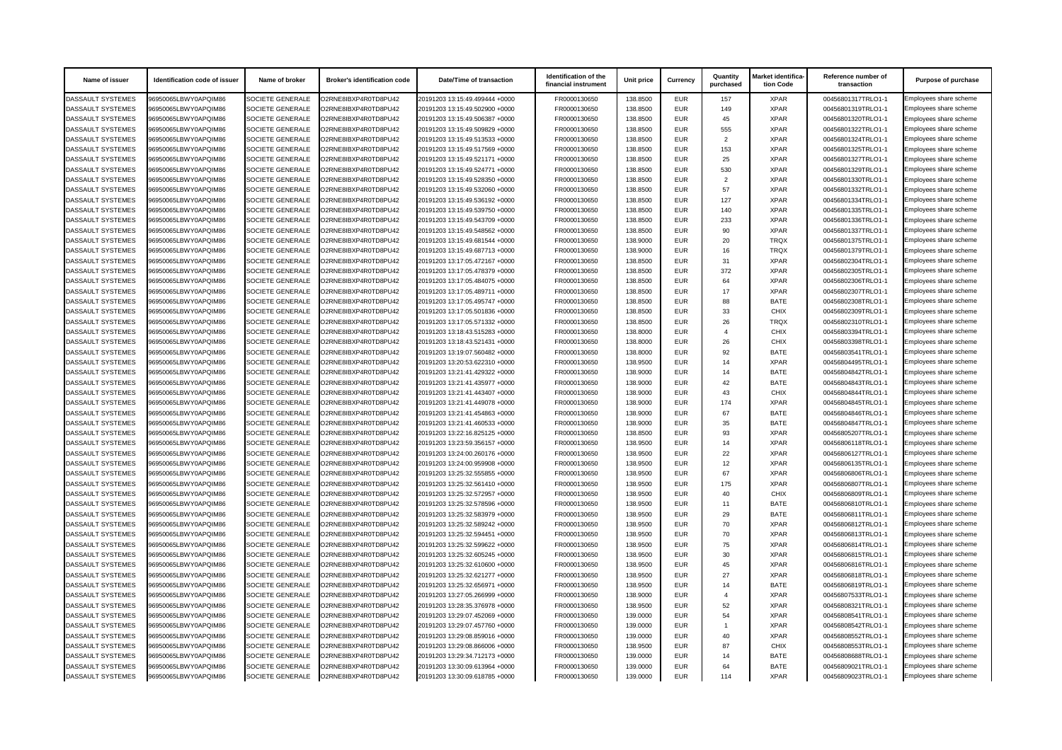| Name of issuer | Identification code of issuer | Name of broker | Broker's identification code | Date/Time of transaction | Identification of the financial instrument | Unit price | Currency | Quantity purchased | Market identification Code | Reference number of transaction | Purpose of purchase |
|---|---|---|---|---|---|---|---|---|---|---|---|
| DASSAULT SYSTEMES | 96950065LBWY0APQIM86 | SOCIETE GENERALE | O2RNE8IBXP4R0TD8PU42 | 20191203 13:15:49.499444 +0000 | FR0000130650 | 138.8500 | EUR | 157 | XPAR | 00456801317TRLO1-1 | Employees share scheme |
| DASSAULT SYSTEMES | 96950065LBWY0APQIM86 | SOCIETE GENERALE | O2RNE8IBXP4R0TD8PU42 | 20191203 13:15:49.502900 +0000 | FR0000130650 | 138.8500 | EUR | 149 | XPAR | 00456801319TRLO1-1 | Employees share scheme |
| DASSAULT SYSTEMES | 96950065LBWY0APQIM86 | SOCIETE GENERALE | O2RNE8IBXP4R0TD8PU42 | 20191203 13:15:49.506387 +0000 | FR0000130650 | 138.8500 | EUR | 45 | XPAR | 00456801320TRLO1-1 | Employees share scheme |
| DASSAULT SYSTEMES | 96950065LBWY0APQIM86 | SOCIETE GENERALE | O2RNE8IBXP4R0TD8PU42 | 20191203 13:15:49.509829 +0000 | FR0000130650 | 138.8500 | EUR | 555 | XPAR | 00456801322TRLO1-1 | Employees share scheme |
| DASSAULT SYSTEMES | 96950065LBWY0APQIM86 | SOCIETE GENERALE | O2RNE8IBXP4R0TD8PU42 | 20191203 13:15:49.513533 +0000 | FR0000130650 | 138.8500 | EUR | 2 | XPAR | 00456801324TRLO1-1 | Employees share scheme |
| DASSAULT SYSTEMES | 96950065LBWY0APQIM86 | SOCIETE GENERALE | O2RNE8IBXP4R0TD8PU42 | 20191203 13:15:49.517569 +0000 | FR0000130650 | 138.8500 | EUR | 153 | XPAR | 00456801325TRLO1-1 | Employees share scheme |
| DASSAULT SYSTEMES | 96950065LBWY0APQIM86 | SOCIETE GENERALE | O2RNE8IBXP4R0TD8PU42 | 20191203 13:15:49.521171 +0000 | FR0000130650 | 138.8500 | EUR | 25 | XPAR | 00456801327TRLO1-1 | Employees share scheme |
| DASSAULT SYSTEMES | 96950065LBWY0APQIM86 | SOCIETE GENERALE | O2RNE8IBXP4R0TD8PU42 | 20191203 13:15:49.524771 +0000 | FR0000130650 | 138.8500 | EUR | 530 | XPAR | 00456801329TRLO1-1 | Employees share scheme |
| DASSAULT SYSTEMES | 96950065LBWY0APQIM86 | SOCIETE GENERALE | O2RNE8IBXP4R0TD8PU42 | 20191203 13:15:49.528350 +0000 | FR0000130650 | 138.8500 | EUR | 2 | XPAR | 00456801330TRLO1-1 | Employees share scheme |
| DASSAULT SYSTEMES | 96950065LBWY0APQIM86 | SOCIETE GENERALE | O2RNE8IBXP4R0TD8PU42 | 20191203 13:15:49.532060 +0000 | FR0000130650 | 138.8500 | EUR | 57 | XPAR | 00456801332TRLO1-1 | Employees share scheme |
| DASSAULT SYSTEMES | 96950065LBWY0APQIM86 | SOCIETE GENERALE | O2RNE8IBXP4R0TD8PU42 | 20191203 13:15:49.536192 +0000 | FR0000130650 | 138.8500 | EUR | 127 | XPAR | 00456801334TRLO1-1 | Employees share scheme |
| DASSAULT SYSTEMES | 96950065LBWY0APQIM86 | SOCIETE GENERALE | O2RNE8IBXP4R0TD8PU42 | 20191203 13:15:49.539750 +0000 | FR0000130650 | 138.8500 | EUR | 140 | XPAR | 00456801335TRLO1-1 | Employees share scheme |
| DASSAULT SYSTEMES | 96950065LBWY0APQIM86 | SOCIETE GENERALE | O2RNE8IBXP4R0TD8PU42 | 20191203 13:15:49.543709 +0000 | FR0000130650 | 138.8500 | EUR | 233 | XPAR | 00456801336TRLO1-1 | Employees share scheme |
| DASSAULT SYSTEMES | 96950065LBWY0APQIM86 | SOCIETE GENERALE | O2RNE8IBXP4R0TD8PU42 | 20191203 13:15:49.548562 +0000 | FR0000130650 | 138.8500 | EUR | 90 | XPAR | 00456801337TRLO1-1 | Employees share scheme |
| DASSAULT SYSTEMES | 96950065LBWY0APQIM86 | SOCIETE GENERALE | O2RNE8IBXP4R0TD8PU42 | 20191203 13:15:49.681544 +0000 | FR0000130650 | 138.9000 | EUR | 20 | TRQX | 00456801375TRLO1-1 | Employees share scheme |
| DASSAULT SYSTEMES | 96950065LBWY0APQIM86 | SOCIETE GENERALE | O2RNE8IBXP4R0TD8PU42 | 20191203 13:15:49.687713 +0000 | FR0000130650 | 138.9000 | EUR | 16 | TRQX | 00456801379TRLO1-1 | Employees share scheme |
| DASSAULT SYSTEMES | 96950065LBWY0APQIM86 | SOCIETE GENERALE | O2RNE8IBXP4R0TD8PU42 | 20191203 13:17:05.472167 +0000 | FR0000130650 | 138.8500 | EUR | 31 | XPAR | 00456802304TRLO1-1 | Employees share scheme |
| DASSAULT SYSTEMES | 96950065LBWY0APQIM86 | SOCIETE GENERALE | O2RNE8IBXP4R0TD8PU42 | 20191203 13:17:05.478379 +0000 | FR0000130650 | 138.8500 | EUR | 372 | XPAR | 00456802305TRLO1-1 | Employees share scheme |
| DASSAULT SYSTEMES | 96950065LBWY0APQIM86 | SOCIETE GENERALE | O2RNE8IBXP4R0TD8PU42 | 20191203 13:17:05.484075 +0000 | FR0000130650 | 138.8500 | EUR | 64 | XPAR | 00456802306TRLO1-1 | Employees share scheme |
| DASSAULT SYSTEMES | 96950065LBWY0APQIM86 | SOCIETE GENERALE | O2RNE8IBXP4R0TD8PU42 | 20191203 13:17:05.489711 +0000 | FR0000130650 | 138.8500 | EUR | 17 | XPAR | 00456802307TRLO1-1 | Employees share scheme |
| DASSAULT SYSTEMES | 96950065LBWY0APQIM86 | SOCIETE GENERALE | O2RNE8IBXP4R0TD8PU42 | 20191203 13:17:05.495747 +0000 | FR0000130650 | 138.8500 | EUR | 88 | BATE | 00456802308TRLO1-1 | Employees share scheme |
| DASSAULT SYSTEMES | 96950065LBWY0APQIM86 | SOCIETE GENERALE | O2RNE8IBXP4R0TD8PU42 | 20191203 13:17:05.501836 +0000 | FR0000130650 | 138.8500 | EUR | 33 | CHIX | 00456802309TRLO1-1 | Employees share scheme |
| DASSAULT SYSTEMES | 96950065LBWY0APQIM86 | SOCIETE GENERALE | O2RNE8IBXP4R0TD8PU42 | 20191203 13:17:05.571332 +0000 | FR0000130650 | 138.8500 | EUR | 26 | TRQX | 00456802310TRLO1-1 | Employees share scheme |
| DASSAULT SYSTEMES | 96950065LBWY0APQIM86 | SOCIETE GENERALE | O2RNE8IBXP4R0TD8PU42 | 20191203 13:18:43.515283 +0000 | FR0000130650 | 138.8000 | EUR | 4 | CHIX | 00456803394TRLO1-1 | Employees share scheme |
| DASSAULT SYSTEMES | 96950065LBWY0APQIM86 | SOCIETE GENERALE | O2RNE8IBXP4R0TD8PU42 | 20191203 13:18:43.521431 +0000 | FR0000130650 | 138.8000 | EUR | 26 | CHIX | 00456803398TRLO1-1 | Employees share scheme |
| DASSAULT SYSTEMES | 96950065LBWY0APQIM86 | SOCIETE GENERALE | O2RNE8IBXP4R0TD8PU42 | 20191203 13:19:07.560482 +0000 | FR0000130650 | 138.8000 | EUR | 92 | BATE | 00456803541TRLO1-1 | Employees share scheme |
| DASSAULT SYSTEMES | 96950065LBWY0APQIM86 | SOCIETE GENERALE | O2RNE8IBXP4R0TD8PU42 | 20191203 13:20:53.622310 +0000 | FR0000130650 | 138.9500 | EUR | 14 | XPAR | 00456804495TRLO1-1 | Employees share scheme |
| DASSAULT SYSTEMES | 96950065LBWY0APQIM86 | SOCIETE GENERALE | O2RNE8IBXP4R0TD8PU42 | 20191203 13:21:41.429322 +0000 | FR0000130650 | 138.9000 | EUR | 14 | BATE | 00456804842TRLO1-1 | Employees share scheme |
| DASSAULT SYSTEMES | 96950065LBWY0APQIM86 | SOCIETE GENERALE | O2RNE8IBXP4R0TD8PU42 | 20191203 13:21:41.435977 +0000 | FR0000130650 | 138.9000 | EUR | 42 | BATE | 00456804843TRLO1-1 | Employees share scheme |
| DASSAULT SYSTEMES | 96950065LBWY0APQIM86 | SOCIETE GENERALE | O2RNE8IBXP4R0TD8PU42 | 20191203 13:21:41.443407 +0000 | FR0000130650 | 138.9000 | EUR | 43 | CHIX | 00456804844TRLO1-1 | Employees share scheme |
| DASSAULT SYSTEMES | 96950065LBWY0APQIM86 | SOCIETE GENERALE | O2RNE8IBXP4R0TD8PU42 | 20191203 13:21:41.449078 +0000 | FR0000130650 | 138.9000 | EUR | 174 | XPAR | 00456804845TRLO1-1 | Employees share scheme |
| DASSAULT SYSTEMES | 96950065LBWY0APQIM86 | SOCIETE GENERALE | O2RNE8IBXP4R0TD8PU42 | 20191203 13:21:41.454863 +0000 | FR0000130650 | 138.9000 | EUR | 67 | BATE | 00456804846TRLO1-1 | Employees share scheme |
| DASSAULT SYSTEMES | 96950065LBWY0APQIM86 | SOCIETE GENERALE | O2RNE8IBXP4R0TD8PU42 | 20191203 13:21:41.460533 +0000 | FR0000130650 | 138.9000 | EUR | 35 | BATE | 00456804847TRLO1-1 | Employees share scheme |
| DASSAULT SYSTEMES | 96950065LBWY0APQIM86 | SOCIETE GENERALE | O2RNE8IBXP4R0TD8PU42 | 20191203 13:22:16.825125 +0000 | FR0000130650 | 138.8500 | EUR | 93 | XPAR | 00456805207TRLO1-1 | Employees share scheme |
| DASSAULT SYSTEMES | 96950065LBWY0APQIM86 | SOCIETE GENERALE | O2RNE8IBXP4R0TD8PU42 | 20191203 13:23:59.356157 +0000 | FR0000130650 | 138.9500 | EUR | 14 | XPAR | 00456806118TRLO1-1 | Employees share scheme |
| DASSAULT SYSTEMES | 96950065LBWY0APQIM86 | SOCIETE GENERALE | O2RNE8IBXP4R0TD8PU42 | 20191203 13:24:00.260176 +0000 | FR0000130650 | 138.9500 | EUR | 22 | XPAR | 00456806127TRLO1-1 | Employees share scheme |
| DASSAULT SYSTEMES | 96950065LBWY0APQIM86 | SOCIETE GENERALE | O2RNE8IBXP4R0TD8PU42 | 20191203 13:24:00.959908 +0000 | FR0000130650 | 138.9500 | EUR | 12 | XPAR | 00456806135TRLO1-1 | Employees share scheme |
| DASSAULT SYSTEMES | 96950065LBWY0APQIM86 | SOCIETE GENERALE | O2RNE8IBXP4R0TD8PU42 | 20191203 13:25:32.555855 +0000 | FR0000130650 | 138.9500 | EUR | 67 | XPAR | 00456806806TRLO1-1 | Employees share scheme |
| DASSAULT SYSTEMES | 96950065LBWY0APQIM86 | SOCIETE GENERALE | O2RNE8IBXP4R0TD8PU42 | 20191203 13:25:32.561410 +0000 | FR0000130650 | 138.9500 | EUR | 175 | XPAR | 00456806807TRLO1-1 | Employees share scheme |
| DASSAULT SYSTEMES | 96950065LBWY0APQIM86 | SOCIETE GENERALE | O2RNE8IBXP4R0TD8PU42 | 20191203 13:25:32.572957 +0000 | FR0000130650 | 138.9500 | EUR | 40 | CHIX | 00456806809TRLO1-1 | Employees share scheme |
| DASSAULT SYSTEMES | 96950065LBWY0APQIM86 | SOCIETE GENERALE | O2RNE8IBXP4R0TD8PU42 | 20191203 13:25:32.578596 +0000 | FR0000130650 | 138.9500 | EUR | 11 | BATE | 00456806810TRLO1-1 | Employees share scheme |
| DASSAULT SYSTEMES | 96950065LBWY0APQIM86 | SOCIETE GENERALE | O2RNE8IBXP4R0TD8PU42 | 20191203 13:25:32.583979 +0000 | FR0000130650 | 138.9500 | EUR | 29 | BATE | 00456806811TRLO1-1 | Employees share scheme |
| DASSAULT SYSTEMES | 96950065LBWY0APQIM86 | SOCIETE GENERALE | O2RNE8IBXP4R0TD8PU42 | 20191203 13:25:32.589242 +0000 | FR0000130650 | 138.9500 | EUR | 70 | XPAR | 00456806812TRLO1-1 | Employees share scheme |
| DASSAULT SYSTEMES | 96950065LBWY0APQIM86 | SOCIETE GENERALE | O2RNE8IBXP4R0TD8PU42 | 20191203 13:25:32.594451 +0000 | FR0000130650 | 138.9500 | EUR | 70 | XPAR | 00456806813TRLO1-1 | Employees share scheme |
| DASSAULT SYSTEMES | 96950065LBWY0APQIM86 | SOCIETE GENERALE | O2RNE8IBXP4R0TD8PU42 | 20191203 13:25:32.599622 +0000 | FR0000130650 | 138.9500 | EUR | 75 | XPAR | 00456806814TRLO1-1 | Employees share scheme |
| DASSAULT SYSTEMES | 96950065LBWY0APQIM86 | SOCIETE GENERALE | O2RNE8IBXP4R0TD8PU42 | 20191203 13:25:32.605245 +0000 | FR0000130650 | 138.9500 | EUR | 30 | XPAR | 00456806815TRLO1-1 | Employees share scheme |
| DASSAULT SYSTEMES | 96950065LBWY0APQIM86 | SOCIETE GENERALE | O2RNE8IBXP4R0TD8PU42 | 20191203 13:25:32.610600 +0000 | FR0000130650 | 138.9500 | EUR | 45 | XPAR | 00456806816TRLO1-1 | Employees share scheme |
| DASSAULT SYSTEMES | 96950065LBWY0APQIM86 | SOCIETE GENERALE | O2RNE8IBXP4R0TD8PU42 | 20191203 13:25:32.621277 +0000 | FR0000130650 | 138.9500 | EUR | 27 | XPAR | 00456806818TRLO1-1 | Employees share scheme |
| DASSAULT SYSTEMES | 96950065LBWY0APQIM86 | SOCIETE GENERALE | O2RNE8IBXP4R0TD8PU42 | 20191203 13:25:32.656971 +0000 | FR0000130650 | 138.9500 | EUR | 14 | BATE | 00456806819TRLO1-1 | Employees share scheme |
| DASSAULT SYSTEMES | 96950065LBWY0APQIM86 | SOCIETE GENERALE | O2RNE8IBXP4R0TD8PU42 | 20191203 13:27:05.266999 +0000 | FR0000130650 | 138.9000 | EUR | 4 | XPAR | 00456807533TRLO1-1 | Employees share scheme |
| DASSAULT SYSTEMES | 96950065LBWY0APQIM86 | SOCIETE GENERALE | O2RNE8IBXP4R0TD8PU42 | 20191203 13:28:35.376978 +0000 | FR0000130650 | 138.9500 | EUR | 52 | XPAR | 00456808321TRLO1-1 | Employees share scheme |
| DASSAULT SYSTEMES | 96950065LBWY0APQIM86 | SOCIETE GENERALE | O2RNE8IBXP4R0TD8PU42 | 20191203 13:29:07.452069 +0000 | FR0000130650 | 139.0000 | EUR | 54 | XPAR | 00456808541TRLO1-1 | Employees share scheme |
| DASSAULT SYSTEMES | 96950065LBWY0APQIM86 | SOCIETE GENERALE | O2RNE8IBXP4R0TD8PU42 | 20191203 13:29:07.457760 +0000 | FR0000130650 | 139.0000 | EUR | 1 | XPAR | 00456808542TRLO1-1 | Employees share scheme |
| DASSAULT SYSTEMES | 96950065LBWY0APQIM86 | SOCIETE GENERALE | O2RNE8IBXP4R0TD8PU42 | 20191203 13:29:08.859016 +0000 | FR0000130650 | 139.0000 | EUR | 40 | XPAR | 00456808552TRLO1-1 | Employees share scheme |
| DASSAULT SYSTEMES | 96950065LBWY0APQIM86 | SOCIETE GENERALE | O2RNE8IBXP4R0TD8PU42 | 20191203 13:29:08.866006 +0000 | FR0000130650 | 138.9500 | EUR | 87 | CHIX | 00456808553TRLO1-1 | Employees share scheme |
| DASSAULT SYSTEMES | 96950065LBWY0APQIM86 | SOCIETE GENERALE | O2RNE8IBXP4R0TD8PU42 | 20191203 13:29:34.712173 +0000 | FR0000130650 | 139.0000 | EUR | 14 | BATE | 00456808688TRLO1-1 | Employees share scheme |
| DASSAULT SYSTEMES | 96950065LBWY0APQIM86 | SOCIETE GENERALE | O2RNE8IBXP4R0TD8PU42 | 20191203 13:30:09.613964 +0000 | FR0000130650 | 139.0000 | EUR | 64 | BATE | 00456809021TRLO1-1 | Employees share scheme |
| DASSAULT SYSTEMES | 96950065LBWY0APQIM86 | SOCIETE GENERALE | O2RNE8IBXP4R0TD8PU42 | 20191203 13:30:09.618785 +0000 | FR0000130650 | 139.0000 | EUR | 114 | XPAR | 00456809023TRLO1-1 | Employees share scheme |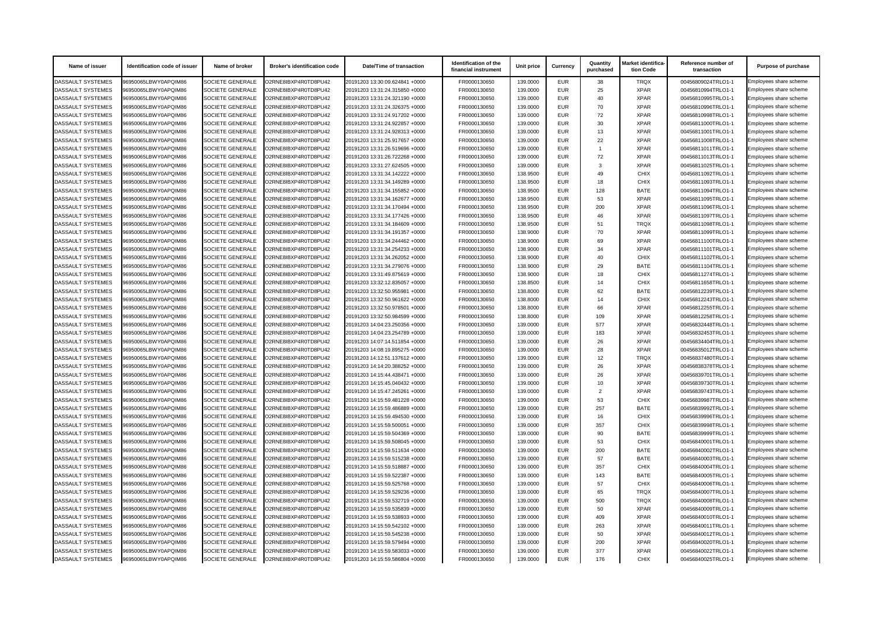| Name of issuer | Identification code of issuer | Name of broker | Broker's identification code | Date/Time of transaction | Identification of the financial instrument | Unit price | Currency | Quantity purchased | Market identification Code | Reference number of transaction | Purpose of purchase |
|---|---|---|---|---|---|---|---|---|---|---|---|
| DASSAULT SYSTEMES | 96950065LBWY0APQIM86 | SOCIETE GENERALE | O2RNE8IBXP4R0TD8PU42 | 20191203 13:30:09.624841 +0000 | FR0000130650 | 139.0000 | EUR | 38 | TRQX | 00456809024TRLO1-1 | Employees share scheme |
| DASSAULT SYSTEMES | 96950065LBWY0APQIM86 | SOCIETE GENERALE | O2RNE8IBXP4R0TD8PU42 | 20191203 13:31:24.315850 +0000 | FR0000130650 | 139.0000 | EUR | 25 | XPAR | 00456810994TRLO1-1 | Employees share scheme |
| DASSAULT SYSTEMES | 96950065LBWY0APQIM86 | SOCIETE GENERALE | O2RNE8IBXP4R0TD8PU42 | 20191203 13:31:24.321190 +0000 | FR0000130650 | 139.0000 | EUR | 40 | XPAR | 00456810995TRLO1-1 | Employees share scheme |
| DASSAULT SYSTEMES | 96950065LBWY0APQIM86 | SOCIETE GENERALE | O2RNE8IBXP4R0TD8PU42 | 20191203 13:31:24.326375 +0000 | FR0000130650 | 139.0000 | EUR | 70 | XPAR | 00456810996TRLO1-1 | Employees share scheme |
| DASSAULT SYSTEMES | 96950065LBWY0APQIM86 | SOCIETE GENERALE | O2RNE8IBXP4R0TD8PU42 | 20191203 13:31:24.917202 +0000 | FR0000130650 | 139.0000 | EUR | 72 | XPAR | 00456810998TRLO1-1 | Employees share scheme |
| DASSAULT SYSTEMES | 96950065LBWY0APQIM86 | SOCIETE GENERALE | O2RNE8IBXP4R0TD8PU42 | 20191203 13:31:24.922857 +0000 | FR0000130650 | 139.0000 | EUR | 30 | XPAR | 00456811000TRLO1-1 | Employees share scheme |
| DASSAULT SYSTEMES | 96950065LBWY0APQIM86 | SOCIETE GENERALE | O2RNE8IBXP4R0TD8PU42 | 20191203 13:31:24.928313 +0000 | FR0000130650 | 139.0000 | EUR | 13 | XPAR | 00456811001TRLO1-1 | Employees share scheme |
| DASSAULT SYSTEMES | 96950065LBWY0APQIM86 | SOCIETE GENERALE | O2RNE8IBXP4R0TD8PU42 | 20191203 13:31:25.917657 +0000 | FR0000130650 | 139.0000 | EUR | 22 | XPAR | 00456811008TRLO1-1 | Employees share scheme |
| DASSAULT SYSTEMES | 96950065LBWY0APQIM86 | SOCIETE GENERALE | O2RNE8IBXP4R0TD8PU42 | 20191203 13:31:26.519696 +0000 | FR0000130650 | 139.0000 | EUR | 1 | XPAR | 00456811011TRLO1-1 | Employees share scheme |
| DASSAULT SYSTEMES | 96950065LBWY0APQIM86 | SOCIETE GENERALE | O2RNE8IBXP4R0TD8PU42 | 20191203 13:31:26.722268 +0000 | FR0000130650 | 139.0000 | EUR | 72 | XPAR | 00456811013TRLO1-1 | Employees share scheme |
| DASSAULT SYSTEMES | 96950065LBWY0APQIM86 | SOCIETE GENERALE | O2RNE8IBXP4R0TD8PU42 | 20191203 13:31:27.624505 +0000 | FR0000130650 | 139.0000 | EUR | 3 | XPAR | 00456811025TRLO1-1 | Employees share scheme |
| DASSAULT SYSTEMES | 96950065LBWY0APQIM86 | SOCIETE GENERALE | O2RNE8IBXP4R0TD8PU42 | 20191203 13:31:34.142222 +0000 | FR0000130650 | 138.9500 | EUR | 49 | CHIX | 00456811092TRLO1-1 | Employees share scheme |
| DASSAULT SYSTEMES | 96950065LBWY0APQIM86 | SOCIETE GENERALE | O2RNE8IBXP4R0TD8PU42 | 20191203 13:31:34.149289 +0000 | FR0000130650 | 138.9500 | EUR | 18 | CHIX | 00456811093TRLO1-1 | Employees share scheme |
| DASSAULT SYSTEMES | 96950065LBWY0APQIM86 | SOCIETE GENERALE | O2RNE8IBXP4R0TD8PU42 | 20191203 13:31:34.155852 +0000 | FR0000130650 | 138.9500 | EUR | 128 | BATE | 00456811094TRLO1-1 | Employees share scheme |
| DASSAULT SYSTEMES | 96950065LBWY0APQIM86 | SOCIETE GENERALE | O2RNE8IBXP4R0TD8PU42 | 20191203 13:31:34.162677 +0000 | FR0000130650 | 138.9500 | EUR | 53 | XPAR | 00456811095TRLO1-1 | Employees share scheme |
| DASSAULT SYSTEMES | 96950065LBWY0APQIM86 | SOCIETE GENERALE | O2RNE8IBXP4R0TD8PU42 | 20191203 13:31:34.170494 +0000 | FR0000130650 | 138.9500 | EUR | 200 | XPAR | 00456811096TRLO1-1 | Employees share scheme |
| DASSAULT SYSTEMES | 96950065LBWY0APQIM86 | SOCIETE GENERALE | O2RNE8IBXP4R0TD8PU42 | 20191203 13:31:34.177426 +0000 | FR0000130650 | 138.9500 | EUR | 46 | XPAR | 00456811097TRLO1-1 | Employees share scheme |
| DASSAULT SYSTEMES | 96950065LBWY0APQIM86 | SOCIETE GENERALE | O2RNE8IBXP4R0TD8PU42 | 20191203 13:31:34.184609 +0000 | FR0000130650 | 138.9500 | EUR | 51 | TRQX | 00456811098TRLO1-1 | Employees share scheme |
| DASSAULT SYSTEMES | 96950065LBWY0APQIM86 | SOCIETE GENERALE | O2RNE8IBXP4R0TD8PU42 | 20191203 13:31:34.191357 +0000 | FR0000130650 | 138.9000 | EUR | 70 | XPAR | 00456811099TRLO1-1 | Employees share scheme |
| DASSAULT SYSTEMES | 96950065LBWY0APQIM86 | SOCIETE GENERALE | O2RNE8IBXP4R0TD8PU42 | 20191203 13:31:34.244462 +0000 | FR0000130650 | 138.9000 | EUR | 69 | XPAR | 00456811100TRLO1-1 | Employees share scheme |
| DASSAULT SYSTEMES | 96950065LBWY0APQIM86 | SOCIETE GENERALE | O2RNE8IBXP4R0TD8PU42 | 20191203 13:31:34.254233 +0000 | FR0000130650 | 138.9000 | EUR | 34 | XPAR | 00456811101TRLO1-1 | Employees share scheme |
| DASSAULT SYSTEMES | 96950065LBWY0APQIM86 | SOCIETE GENERALE | O2RNE8IBXP4R0TD8PU42 | 20191203 13:31:34.262052 +0000 | FR0000130650 | 138.9000 | EUR | 40 | CHIX | 00456811102TRLO1-1 | Employees share scheme |
| DASSAULT SYSTEMES | 96950065LBWY0APQIM86 | SOCIETE GENERALE | O2RNE8IBXP4R0TD8PU42 | 20191203 13:31:34.279076 +0000 | FR0000130650 | 138.9000 | EUR | 29 | BATE | 00456811104TRLO1-1 | Employees share scheme |
| DASSAULT SYSTEMES | 96950065LBWY0APQIM86 | SOCIETE GENERALE | O2RNE8IBXP4R0TD8PU42 | 20191203 13:31:49.875619 +0000 | FR0000130650 | 138.9000 | EUR | 18 | CHIX | 00456811274TRLO1-1 | Employees share scheme |
| DASSAULT SYSTEMES | 96950065LBWY0APQIM86 | SOCIETE GENERALE | O2RNE8IBXP4R0TD8PU42 | 20191203 13:32:12.835057 +0000 | FR0000130650 | 138.8500 | EUR | 14 | CHIX | 00456811658TRLO1-1 | Employees share scheme |
| DASSAULT SYSTEMES | 96950065LBWY0APQIM86 | SOCIETE GENERALE | O2RNE8IBXP4R0TD8PU42 | 20191203 13:32:50.955981 +0000 | FR0000130650 | 138.8000 | EUR | 62 | BATE | 00456812239TRLO1-1 | Employees share scheme |
| DASSAULT SYSTEMES | 96950065LBWY0APQIM86 | SOCIETE GENERALE | O2RNE8IBXP4R0TD8PU42 | 20191203 13:32:50.961622 +0000 | FR0000130650 | 138.8000 | EUR | 14 | CHIX | 00456812243TRLO1-1 | Employees share scheme |
| DASSAULT SYSTEMES | 96950065LBWY0APQIM86 | SOCIETE GENERALE | O2RNE8IBXP4R0TD8PU42 | 20191203 13:32:50.978501 +0000 | FR0000130650 | 138.8000 | EUR | 66 | XPAR | 00456812255TRLO1-1 | Employees share scheme |
| DASSAULT SYSTEMES | 96950065LBWY0APQIM86 | SOCIETE GENERALE | O2RNE8IBXP4R0TD8PU42 | 20191203 13:32:50.984599 +0000 | FR0000130650 | 138.8000 | EUR | 109 | XPAR | 00456812258TRLO1-1 | Employees share scheme |
| DASSAULT SYSTEMES | 96950065LBWY0APQIM86 | SOCIETE GENERALE | O2RNE8IBXP4R0TD8PU42 | 20191203 14:04:23.250356 +0000 | FR0000130650 | 139.0000 | EUR | 577 | XPAR | 00456832448TRLO1-1 | Employees share scheme |
| DASSAULT SYSTEMES | 96950065LBWY0APQIM86 | SOCIETE GENERALE | O2RNE8IBXP4R0TD8PU42 | 20191203 14:04:23.254789 +0000 | FR0000130650 | 139.0000 | EUR | 183 | XPAR | 00456832453TRLO1-1 | Employees share scheme |
| DASSAULT SYSTEMES | 96950065LBWY0APQIM86 | SOCIETE GENERALE | O2RNE8IBXP4R0TD8PU42 | 20191203 14:07:14.511854 +0000 | FR0000130650 | 139.0000 | EUR | 26 | XPAR | 00456834404TRLO1-1 | Employees share scheme |
| DASSAULT SYSTEMES | 96950065LBWY0APQIM86 | SOCIETE GENERALE | O2RNE8IBXP4R0TD8PU42 | 20191203 14:08:19.895275 +0000 | FR0000130650 | 139.0000 | EUR | 28 | XPAR | 00456835012TRLO1-1 | Employees share scheme |
| DASSAULT SYSTEMES | 96950065LBWY0APQIM86 | SOCIETE GENERALE | O2RNE8IBXP4R0TD8PU42 | 20191203 14:12:51.137612 +0000 | FR0000130650 | 139.0000 | EUR | 12 | TRQX | 00456837480TRLO1-1 | Employees share scheme |
| DASSAULT SYSTEMES | 96950065LBWY0APQIM86 | SOCIETE GENERALE | O2RNE8IBXP4R0TD8PU42 | 20191203 14:14:20.388252 +0000 | FR0000130650 | 139.0000 | EUR | 26 | XPAR | 00456838378TRLO1-1 | Employees share scheme |
| DASSAULT SYSTEMES | 96950065LBWY0APQIM86 | SOCIETE GENERALE | O2RNE8IBXP4R0TD8PU42 | 20191203 14:15:44.438471 +0000 | FR0000130650 | 139.0000 | EUR | 26 | XPAR | 00456839701TRLO1-1 | Employees share scheme |
| DASSAULT SYSTEMES | 96950065LBWY0APQIM86 | SOCIETE GENERALE | O2RNE8IBXP4R0TD8PU42 | 20191203 14:15:45.040432 +0000 | FR0000130650 | 139.0000 | EUR | 10 | XPAR | 00456839730TRLO1-1 | Employees share scheme |
| DASSAULT SYSTEMES | 96950065LBWY0APQIM86 | SOCIETE GENERALE | O2RNE8IBXP4R0TD8PU42 | 20191203 14:15:47.245261 +0000 | FR0000130650 | 139.0000 | EUR | 2 | XPAR | 00456839743TRLO1-1 | Employees share scheme |
| DASSAULT SYSTEMES | 96950065LBWY0APQIM86 | SOCIETE GENERALE | O2RNE8IBXP4R0TD8PU42 | 20191203 14:15:59.481228 +0000 | FR0000130650 | 139.0000 | EUR | 53 | CHIX | 00456839987TRLO1-1 | Employees share scheme |
| DASSAULT SYSTEMES | 96950065LBWY0APQIM86 | SOCIETE GENERALE | O2RNE8IBXP4R0TD8PU42 | 20191203 14:15:59.486889 +0000 | FR0000130650 | 139.0000 | EUR | 257 | BATE | 00456839992TRLO1-1 | Employees share scheme |
| DASSAULT SYSTEMES | 96950065LBWY0APQIM86 | SOCIETE GENERALE | O2RNE8IBXP4R0TD8PU42 | 20191203 14:15:59.494530 +0000 | FR0000130650 | 139.0000 | EUR | 16 | CHIX | 00456839996TRLO1-1 | Employees share scheme |
| DASSAULT SYSTEMES | 96950065LBWY0APQIM86 | SOCIETE GENERALE | O2RNE8IBXP4R0TD8PU42 | 20191203 14:15:59.500051 +0000 | FR0000130650 | 139.0000 | EUR | 357 | CHIX | 00456839998TRLO1-1 | Employees share scheme |
| DASSAULT SYSTEMES | 96950065LBWY0APQIM86 | SOCIETE GENERALE | O2RNE8IBXP4R0TD8PU42 | 20191203 14:15:59.504369 +0000 | FR0000130650 | 139.0000 | EUR | 90 | BATE | 00456839999TRLO1-1 | Employees share scheme |
| DASSAULT SYSTEMES | 96950065LBWY0APQIM86 | SOCIETE GENERALE | O2RNE8IBXP4R0TD8PU42 | 20191203 14:15:59.508045 +0000 | FR0000130650 | 139.0000 | EUR | 53 | CHIX | 00456840001TRLO1-1 | Employees share scheme |
| DASSAULT SYSTEMES | 96950065LBWY0APQIM86 | SOCIETE GENERALE | O2RNE8IBXP4R0TD8PU42 | 20191203 14:15:59.511634 +0000 | FR0000130650 | 139.0000 | EUR | 200 | BATE | 00456840002TRLO1-1 | Employees share scheme |
| DASSAULT SYSTEMES | 96950065LBWY0APQIM86 | SOCIETE GENERALE | O2RNE8IBXP4R0TD8PU42 | 20191203 14:15:59.515238 +0000 | FR0000130650 | 139.0000 | EUR | 57 | BATE | 00456840003TRLO1-1 | Employees share scheme |
| DASSAULT SYSTEMES | 96950065LBWY0APQIM86 | SOCIETE GENERALE | O2RNE8IBXP4R0TD8PU42 | 20191203 14:15:59.518887 +0000 | FR0000130650 | 139.0000 | EUR | 357 | CHIX | 00456840004TRLO1-1 | Employees share scheme |
| DASSAULT SYSTEMES | 96950065LBWY0APQIM86 | SOCIETE GENERALE | O2RNE8IBXP4R0TD8PU42 | 20191203 14:15:59.522387 +0000 | FR0000130650 | 139.0000 | EUR | 143 | BATE | 00456840005TRLO1-1 | Employees share scheme |
| DASSAULT SYSTEMES | 96950065LBWY0APQIM86 | SOCIETE GENERALE | O2RNE8IBXP4R0TD8PU42 | 20191203 14:15:59.525768 +0000 | FR0000130650 | 139.0000 | EUR | 57 | CHIX | 00456840006TRLO1-1 | Employees share scheme |
| DASSAULT SYSTEMES | 96950065LBWY0APQIM86 | SOCIETE GENERALE | O2RNE8IBXP4R0TD8PU42 | 20191203 14:15:59.529236 +0000 | FR0000130650 | 139.0000 | EUR | 65 | TRQX | 00456840007TRLO1-1 | Employees share scheme |
| DASSAULT SYSTEMES | 96950065LBWY0APQIM86 | SOCIETE GENERALE | O2RNE8IBXP4R0TD8PU42 | 20191203 14:15:59.532719 +0000 | FR0000130650 | 139.0000 | EUR | 500 | TRQX | 00456840008TRLO1-1 | Employees share scheme |
| DASSAULT SYSTEMES | 96950065LBWY0APQIM86 | SOCIETE GENERALE | O2RNE8IBXP4R0TD8PU42 | 20191203 14:15:59.535839 +0000 | FR0000130650 | 139.0000 | EUR | 50 | XPAR | 00456840009TRLO1-1 | Employees share scheme |
| DASSAULT SYSTEMES | 96950065LBWY0APQIM86 | SOCIETE GENERALE | O2RNE8IBXP4R0TD8PU42 | 20191203 14:15:59.538933 +0000 | FR0000130650 | 139.0000 | EUR | 409 | XPAR | 00456840010TRLO1-1 | Employees share scheme |
| DASSAULT SYSTEMES | 96950065LBWY0APQIM86 | SOCIETE GENERALE | O2RNE8IBXP4R0TD8PU42 | 20191203 14:15:59.542102 +0000 | FR0000130650 | 139.0000 | EUR | 263 | XPAR | 00456840011TRLO1-1 | Employees share scheme |
| DASSAULT SYSTEMES | 96950065LBWY0APQIM86 | SOCIETE GENERALE | O2RNE8IBXP4R0TD8PU42 | 20191203 14:15:59.545238 +0000 | FR0000130650 | 139.0000 | EUR | 50 | XPAR | 00456840012TRLO1-1 | Employees share scheme |
| DASSAULT SYSTEMES | 96950065LBWY0APQIM86 | SOCIETE GENERALE | O2RNE8IBXP4R0TD8PU42 | 20191203 14:15:59.579494 +0000 | FR0000130650 | 139.0000 | EUR | 200 | XPAR | 00456840020TRLO1-1 | Employees share scheme |
| DASSAULT SYSTEMES | 96950065LBWY0APQIM86 | SOCIETE GENERALE | O2RNE8IBXP4R0TD8PU42 | 20191203 14:15:59.583033 +0000 | FR0000130650 | 139.0000 | EUR | 377 | XPAR | 00456840022TRLO1-1 | Employees share scheme |
| DASSAULT SYSTEMES | 96950065LBWY0APQIM86 | SOCIETE GENERALE | O2RNE8IBXP4R0TD8PU42 | 20191203 14:15:59.586804 +0000 | FR0000130650 | 139.0000 | EUR | 176 | CHIX | 00456840025TRLO1-1 | Employees share scheme |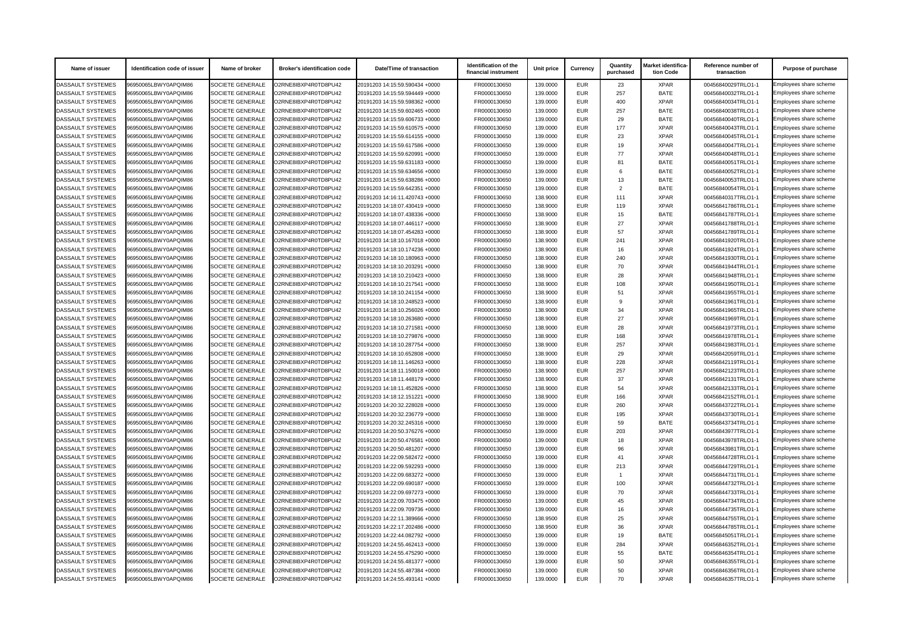| Name of issuer | Identification code of issuer | Name of broker | Broker's identification code | Date/Time of transaction | Identification of the financial instrument | Unit price | Currency | Quantity purchased | Market identification Code | Reference number of transaction | Purpose of purchase |
|---|---|---|---|---|---|---|---|---|---|---|---|
| DASSAULT SYSTEMES | 96950065LBWY0APQIM86 | SOCIETE GENERALE | O2RNE8IBXP4R0TD8PU42 | 20191203 14:15:59.590434 +0000 | FR0000130650 | 139.0000 | EUR | 23 | XPAR | 00456840029TRLO1-1 | Employees share scheme |
| DASSAULT SYSTEMES | 96950065LBWY0APQIM86 | SOCIETE GENERALE | O2RNE8IBXP4R0TD8PU42 | 20191203 14:15:59.594449 +0000 | FR0000130650 | 139.0000 | EUR | 257 | BATE | 00456840032TRLO1-1 | Employees share scheme |
| DASSAULT SYSTEMES | 96950065LBWY0APQIM86 | SOCIETE GENERALE | O2RNE8IBXP4R0TD8PU42 | 20191203 14:15:59.598362 +0000 | FR0000130650 | 139.0000 | EUR | 400 | XPAR | 00456840034TRLO1-1 | Employees share scheme |
| DASSAULT SYSTEMES | 96950065LBWY0APQIM86 | SOCIETE GENERALE | O2RNE8IBXP4R0TD8PU42 | 20191203 14:15:59.602465 +0000 | FR0000130650 | 139.0000 | EUR | 257 | BATE | 00456840038TRLO1-1 | Employees share scheme |
| DASSAULT SYSTEMES | 96950065LBWY0APQIM86 | SOCIETE GENERALE | O2RNE8IBXP4R0TD8PU42 | 20191203 14:15:59.606733 +0000 | FR0000130650 | 139.0000 | EUR | 29 | BATE | 00456840040TRLO1-1 | Employees share scheme |
| DASSAULT SYSTEMES | 96950065LBWY0APQIM86 | SOCIETE GENERALE | O2RNE8IBXP4R0TD8PU42 | 20191203 14:15:59.610575 +0000 | FR0000130650 | 139.0000 | EUR | 177 | XPAR | 00456840043TRLO1-1 | Employees share scheme |
| DASSAULT SYSTEMES | 96950065LBWY0APQIM86 | SOCIETE GENERALE | O2RNE8IBXP4R0TD8PU42 | 20191203 14:15:59.614155 +0000 | FR0000130650 | 139.0000 | EUR | 23 | XPAR | 00456840045TRLO1-1 | Employees share scheme |
| DASSAULT SYSTEMES | 96950065LBWY0APQIM86 | SOCIETE GENERALE | O2RNE8IBXP4R0TD8PU42 | 20191203 14:15:59.617586 +0000 | FR0000130650 | 139.0000 | EUR | 19 | XPAR | 00456840047TRLO1-1 | Employees share scheme |
| DASSAULT SYSTEMES | 96950065LBWY0APQIM86 | SOCIETE GENERALE | O2RNE8IBXP4R0TD8PU42 | 20191203 14:15:59.620991 +0000 | FR0000130650 | 139.0000 | EUR | 77 | XPAR | 00456840048TRLO1-1 | Employees share scheme |
| DASSAULT SYSTEMES | 96950065LBWY0APQIM86 | SOCIETE GENERALE | O2RNE8IBXP4R0TD8PU42 | 20191203 14:15:59.631183 +0000 | FR0000130650 | 139.0000 | EUR | 81 | BATE | 00456840051TRLO1-1 | Employees share scheme |
| DASSAULT SYSTEMES | 96950065LBWY0APQIM86 | SOCIETE GENERALE | O2RNE8IBXP4R0TD8PU42 | 20191203 14:15:59.634656 +0000 | FR0000130650 | 139.0000 | EUR | 6 | BATE | 00456840052TRLO1-1 | Employees share scheme |
| DASSAULT SYSTEMES | 96950065LBWY0APQIM86 | SOCIETE GENERALE | O2RNE8IBXP4R0TD8PU42 | 20191203 14:15:59.638286 +0000 | FR0000130650 | 139.0000 | EUR | 13 | BATE | 00456840053TRLO1-1 | Employees share scheme |
| DASSAULT SYSTEMES | 96950065LBWY0APQIM86 | SOCIETE GENERALE | O2RNE8IBXP4R0TD8PU42 | 20191203 14:15:59.642351 +0000 | FR0000130650 | 139.0000 | EUR | 2 | BATE | 00456840054TRLO1-1 | Employees share scheme |
| DASSAULT SYSTEMES | 96950065LBWY0APQIM86 | SOCIETE GENERALE | O2RNE8IBXP4R0TD8PU42 | 20191203 14:16:11.420743 +0000 | FR0000130650 | 138.9000 | EUR | 111 | XPAR | 00456840317TRLO1-1 | Employees share scheme |
| DASSAULT SYSTEMES | 96950065LBWY0APQIM86 | SOCIETE GENERALE | O2RNE8IBXP4R0TD8PU42 | 20191203 14:18:07.430419 +0000 | FR0000130650 | 138.9000 | EUR | 119 | XPAR | 00456841786TRLO1-1 | Employees share scheme |
| DASSAULT SYSTEMES | 96950065LBWY0APQIM86 | SOCIETE GENERALE | O2RNE8IBXP4R0TD8PU42 | 20191203 14:18:07.438336 +0000 | FR0000130650 | 138.9000 | EUR | 15 | BATE | 00456841787TRLO1-1 | Employees share scheme |
| DASSAULT SYSTEMES | 96950065LBWY0APQIM86 | SOCIETE GENERALE | O2RNE8IBXP4R0TD8PU42 | 20191203 14:18:07.446117 +0000 | FR0000130650 | 138.9000 | EUR | 27 | XPAR | 00456841788TRLO1-1 | Employees share scheme |
| DASSAULT SYSTEMES | 96950065LBWY0APQIM86 | SOCIETE GENERALE | O2RNE8IBXP4R0TD8PU42 | 20191203 14:18:07.454283 +0000 | FR0000130650 | 138.9000 | EUR | 57 | XPAR | 00456841789TRLO1-1 | Employees share scheme |
| DASSAULT SYSTEMES | 96950065LBWY0APQIM86 | SOCIETE GENERALE | O2RNE8IBXP4R0TD8PU42 | 20191203 14:18:10.167018 +0000 | FR0000130650 | 138.9000 | EUR | 241 | XPAR | 00456841920TRLO1-1 | Employees share scheme |
| DASSAULT SYSTEMES | 96950065LBWY0APQIM86 | SOCIETE GENERALE | O2RNE8IBXP4R0TD8PU42 | 20191203 14:18:10.174236 +0000 | FR0000130650 | 138.9000 | EUR | 16 | XPAR | 00456841924TRLO1-1 | Employees share scheme |
| DASSAULT SYSTEMES | 96950065LBWY0APQIM86 | SOCIETE GENERALE | O2RNE8IBXP4R0TD8PU42 | 20191203 14:18:10.180963 +0000 | FR0000130650 | 138.9000 | EUR | 240 | XPAR | 00456841930TRLO1-1 | Employees share scheme |
| DASSAULT SYSTEMES | 96950065LBWY0APQIM86 | SOCIETE GENERALE | O2RNE8IBXP4R0TD8PU42 | 20191203 14:18:10.203291 +0000 | FR0000130650 | 138.9000 | EUR | 70 | XPAR | 00456841944TRLO1-1 | Employees share scheme |
| DASSAULT SYSTEMES | 96950065LBWY0APQIM86 | SOCIETE GENERALE | O2RNE8IBXP4R0TD8PU42 | 20191203 14:18:10.210423 +0000 | FR0000130650 | 138.9000 | EUR | 28 | XPAR | 00456841948TRLO1-1 | Employees share scheme |
| DASSAULT SYSTEMES | 96950065LBWY0APQIM86 | SOCIETE GENERALE | O2RNE8IBXP4R0TD8PU42 | 20191203 14:18:10.217541 +0000 | FR0000130650 | 138.9000 | EUR | 108 | XPAR | 00456841950TRLO1-1 | Employees share scheme |
| DASSAULT SYSTEMES | 96950065LBWY0APQIM86 | SOCIETE GENERALE | O2RNE8IBXP4R0TD8PU42 | 20191203 14:18:10.241154 +0000 | FR0000130650 | 138.9000 | EUR | 51 | XPAR | 00456841955TRLO1-1 | Employees share scheme |
| DASSAULT SYSTEMES | 96950065LBWY0APQIM86 | SOCIETE GENERALE | O2RNE8IBXP4R0TD8PU42 | 20191203 14:18:10.248523 +0000 | FR0000130650 | 138.9000 | EUR | 9 | XPAR | 00456841961TRLO1-1 | Employees share scheme |
| DASSAULT SYSTEMES | 96950065LBWY0APQIM86 | SOCIETE GENERALE | O2RNE8IBXP4R0TD8PU42 | 20191203 14:18:10.256026 +0000 | FR0000130650 | 138.9000 | EUR | 34 | XPAR | 00456841965TRLO1-1 | Employees share scheme |
| DASSAULT SYSTEMES | 96950065LBWY0APQIM86 | SOCIETE GENERALE | O2RNE8IBXP4R0TD8PU42 | 20191203 14:18:10.263680 +0000 | FR0000130650 | 138.9000 | EUR | 27 | XPAR | 00456841969TRLO1-1 | Employees share scheme |
| DASSAULT SYSTEMES | 96950065LBWY0APQIM86 | SOCIETE GENERALE | O2RNE8IBXP4R0TD8PU42 | 20191203 14:18:10.271581 +0000 | FR0000130650 | 138.9000 | EUR | 28 | XPAR | 00456841973TRLO1-1 | Employees share scheme |
| DASSAULT SYSTEMES | 96950065LBWY0APQIM86 | SOCIETE GENERALE | O2RNE8IBXP4R0TD8PU42 | 20191203 14:18:10.279876 +0000 | FR0000130650 | 138.9000 | EUR | 168 | XPAR | 00456841978TRLO1-1 | Employees share scheme |
| DASSAULT SYSTEMES | 96950065LBWY0APQIM86 | SOCIETE GENERALE | O2RNE8IBXP4R0TD8PU42 | 20191203 14:18:10.287754 +0000 | FR0000130650 | 138.9000 | EUR | 257 | XPAR | 00456841983TRLO1-1 | Employees share scheme |
| DASSAULT SYSTEMES | 96950065LBWY0APQIM86 | SOCIETE GENERALE | O2RNE8IBXP4R0TD8PU42 | 20191203 14:18:10.652808 +0000 | FR0000130650 | 138.9000 | EUR | 29 | XPAR | 00456842059TRLO1-1 | Employees share scheme |
| DASSAULT SYSTEMES | 96950065LBWY0APQIM86 | SOCIETE GENERALE | O2RNE8IBXP4R0TD8PU42 | 20191203 14:18:11.146263 +0000 | FR0000130650 | 138.9000 | EUR | 228 | XPAR | 00456842119TRLO1-1 | Employees share scheme |
| DASSAULT SYSTEMES | 96950065LBWY0APQIM86 | SOCIETE GENERALE | O2RNE8IBXP4R0TD8PU42 | 20191203 14:18:11.150018 +0000 | FR0000130650 | 138.9000 | EUR | 257 | XPAR | 00456842123TRLO1-1 | Employees share scheme |
| DASSAULT SYSTEMES | 96950065LBWY0APQIM86 | SOCIETE GENERALE | O2RNE8IBXP4R0TD8PU42 | 20191203 14:18:11.448179 +0000 | FR0000130650 | 138.9000 | EUR | 37 | XPAR | 00456842131TRLO1-1 | Employees share scheme |
| DASSAULT SYSTEMES | 96950065LBWY0APQIM86 | SOCIETE GENERALE | O2RNE8IBXP4R0TD8PU42 | 20191203 14:18:11.452826 +0000 | FR0000130650 | 138.9000 | EUR | 54 | XPAR | 00456842133TRLO1-1 | Employees share scheme |
| DASSAULT SYSTEMES | 96950065LBWY0APQIM86 | SOCIETE GENERALE | O2RNE8IBXP4R0TD8PU42 | 20191203 14:18:12.151221 +0000 | FR0000130650 | 138.9000 | EUR | 166 | XPAR | 00456842152TRLO1-1 | Employees share scheme |
| DASSAULT SYSTEMES | 96950065LBWY0APQIM86 | SOCIETE GENERALE | O2RNE8IBXP4R0TD8PU42 | 20191203 14:20:32.228028 +0000 | FR0000130650 | 139.0000 | EUR | 260 | XPAR | 00456843722TRLO1-1 | Employees share scheme |
| DASSAULT SYSTEMES | 96950065LBWY0APQIM86 | SOCIETE GENERALE | O2RNE8IBXP4R0TD8PU42 | 20191203 14:20:32.236779 +0000 | FR0000130650 | 138.9000 | EUR | 195 | XPAR | 00456843730TRLO1-1 | Employees share scheme |
| DASSAULT SYSTEMES | 96950065LBWY0APQIM86 | SOCIETE GENERALE | O2RNE8IBXP4R0TD8PU42 | 20191203 14:20:32.245316 +0000 | FR0000130650 | 139.0000 | EUR | 59 | BATE | 00456843734TRLO1-1 | Employees share scheme |
| DASSAULT SYSTEMES | 96950065LBWY0APQIM86 | SOCIETE GENERALE | O2RNE8IBXP4R0TD8PU42 | 20191203 14:20:50.376276 +0000 | FR0000130650 | 139.0000 | EUR | 203 | XPAR | 00456843977TRLO1-1 | Employees share scheme |
| DASSAULT SYSTEMES | 96950065LBWY0APQIM86 | SOCIETE GENERALE | O2RNE8IBXP4R0TD8PU42 | 20191203 14:20:50.476581 +0000 | FR0000130650 | 139.0000 | EUR | 18 | XPAR | 00456843978TRLO1-1 | Employees share scheme |
| DASSAULT SYSTEMES | 96950065LBWY0APQIM86 | SOCIETE GENERALE | O2RNE8IBXP4R0TD8PU42 | 20191203 14:20:50.481207 +0000 | FR0000130650 | 139.0000 | EUR | 96 | XPAR | 00456843981TRLO1-1 | Employees share scheme |
| DASSAULT SYSTEMES | 96950065LBWY0APQIM86 | SOCIETE GENERALE | O2RNE8IBXP4R0TD8PU42 | 20191203 14:22:09.582472 +0000 | FR0000130650 | 139.0000 | EUR | 41 | XPAR | 00456844728TRLO1-1 | Employees share scheme |
| DASSAULT SYSTEMES | 96950065LBWY0APQIM86 | SOCIETE GENERALE | O2RNE8IBXP4R0TD8PU42 | 20191203 14:22:09.592293 +0000 | FR0000130650 | 139.0000 | EUR | 213 | XPAR | 00456844729TRLO1-1 | Employees share scheme |
| DASSAULT SYSTEMES | 96950065LBWY0APQIM86 | SOCIETE GENERALE | O2RNE8IBXP4R0TD8PU42 | 20191203 14:22:09.683272 +0000 | FR0000130650 | 139.0000 | EUR | 1 | XPAR | 00456844731TRLO1-1 | Employees share scheme |
| DASSAULT SYSTEMES | 96950065LBWY0APQIM86 | SOCIETE GENERALE | O2RNE8IBXP4R0TD8PU42 | 20191203 14:22:09.690187 +0000 | FR0000130650 | 139.0000 | EUR | 100 | XPAR | 00456844732TRLO1-1 | Employees share scheme |
| DASSAULT SYSTEMES | 96950065LBWY0APQIM86 | SOCIETE GENERALE | O2RNE8IBXP4R0TD8PU42 | 20191203 14:22:09.697273 +0000 | FR0000130650 | 139.0000 | EUR | 70 | XPAR | 00456844733TRLO1-1 | Employees share scheme |
| DASSAULT SYSTEMES | 96950065LBWY0APQIM86 | SOCIETE GENERALE | O2RNE8IBXP4R0TD8PU42 | 20191203 14:22:09.703475 +0000 | FR0000130650 | 139.0000 | EUR | 45 | XPAR | 00456844734TRLO1-1 | Employees share scheme |
| DASSAULT SYSTEMES | 96950065LBWY0APQIM86 | SOCIETE GENERALE | O2RNE8IBXP4R0TD8PU42 | 20191203 14:22:09.709736 +0000 | FR0000130650 | 139.0000 | EUR | 16 | XPAR | 00456844735TRLO1-1 | Employees share scheme |
| DASSAULT SYSTEMES | 96950065LBWY0APQIM86 | SOCIETE GENERALE | O2RNE8IBXP4R0TD8PU42 | 20191203 14:22:11.389666 +0000 | FR0000130650 | 138.9500 | EUR | 25 | XPAR | 00456844755TRLO1-1 | Employees share scheme |
| DASSAULT SYSTEMES | 96950065LBWY0APQIM86 | SOCIETE GENERALE | O2RNE8IBXP4R0TD8PU42 | 20191203 14:22:17.202486 +0000 | FR0000130650 | 138.9500 | EUR | 36 | XPAR | 00456844785TRLO1-1 | Employees share scheme |
| DASSAULT SYSTEMES | 96950065LBWY0APQIM86 | SOCIETE GENERALE | O2RNE8IBXP4R0TD8PU42 | 20191203 14:22:44.082792 +0000 | FR0000130650 | 139.0000 | EUR | 19 | BATE | 00456845051TRLO1-1 | Employees share scheme |
| DASSAULT SYSTEMES | 96950065LBWY0APQIM86 | SOCIETE GENERALE | O2RNE8IBXP4R0TD8PU42 | 20191203 14:24:55.462413 +0000 | FR0000130650 | 139.0000 | EUR | 284 | XPAR | 00456846352TRLO1-1 | Employees share scheme |
| DASSAULT SYSTEMES | 96950065LBWY0APQIM86 | SOCIETE GENERALE | O2RNE8IBXP4R0TD8PU42 | 20191203 14:24:55.475290 +0000 | FR0000130650 | 139.0000 | EUR | 55 | BATE | 00456846354TRLO1-1 | Employees share scheme |
| DASSAULT SYSTEMES | 96950065LBWY0APQIM86 | SOCIETE GENERALE | O2RNE8IBXP4R0TD8PU42 | 20191203 14:24:55.481377 +0000 | FR0000130650 | 139.0000 | EUR | 50 | XPAR | 00456846355TRLO1-1 | Employees share scheme |
| DASSAULT SYSTEMES | 96950065LBWY0APQIM86 | SOCIETE GENERALE | O2RNE8IBXP4R0TD8PU42 | 20191203 14:24:55.487384 +0000 | FR0000130650 | 139.0000 | EUR | 50 | XPAR | 00456846356TRLO1-1 | Employees share scheme |
| DASSAULT SYSTEMES | 96950065LBWY0APQIM86 | SOCIETE GENERALE | O2RNE8IBXP4R0TD8PU42 | 20191203 14:24:55.493141 +0000 | FR0000130650 | 139.0000 | EUR | 70 | XPAR | 00456846357TRLO1-1 | Employees share scheme |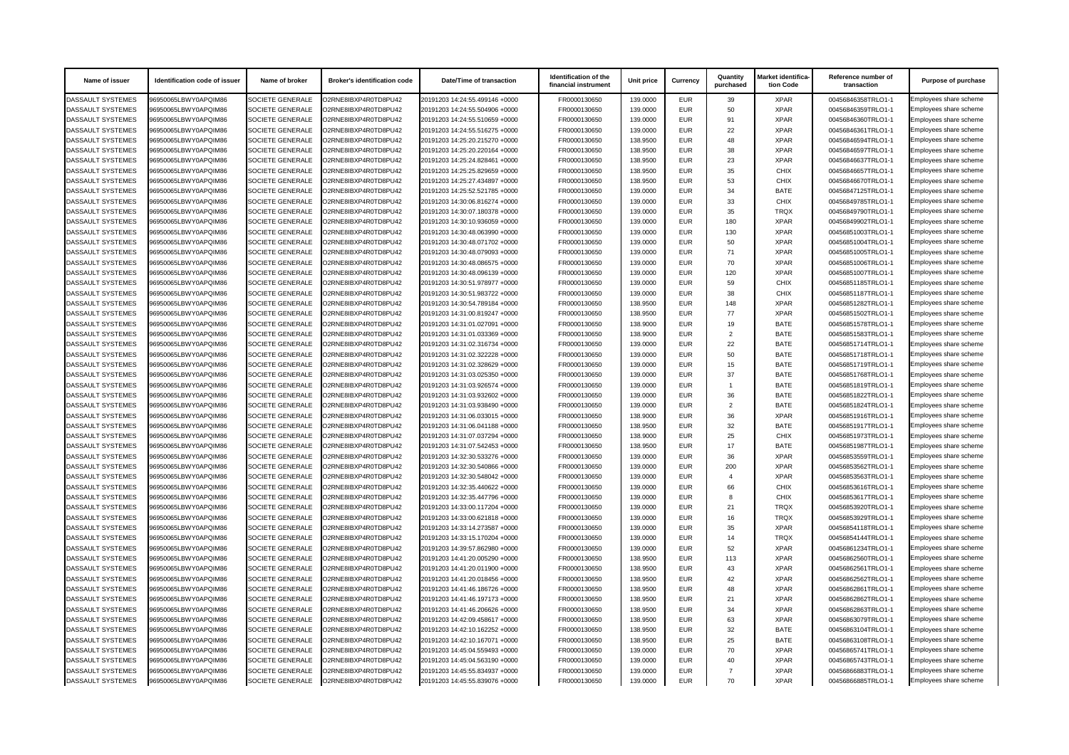| Name of issuer | Identification code of issuer | Name of broker | Broker's identification code | Date/Time of transaction | Identification of the financial instrument | Unit price | Currency | Quantity purchased | Market identification Code | Reference number of transaction | Purpose of purchase |
|---|---|---|---|---|---|---|---|---|---|---|---|
| DASSAULT SYSTEMES | 96950065LBWY0APQIM86 | SOCIETE GENERALE | O2RNE8IBXP4R0TD8PU42 | 20191203 14:24:55.499146 +0000 | FR0000130650 | 139.0000 | EUR | 39 | XPAR | 00456846358TRLO1-1 | Employees share scheme |
| DASSAULT SYSTEMES | 96950065LBWY0APQIM86 | SOCIETE GENERALE | O2RNE8IBXP4R0TD8PU42 | 20191203 14:24:55.504906 +0000 | FR0000130650 | 139.0000 | EUR | 50 | XPAR | 00456846359TRLO1-1 | Employees share scheme |
| DASSAULT SYSTEMES | 96950065LBWY0APQIM86 | SOCIETE GENERALE | O2RNE8IBXP4R0TD8PU42 | 20191203 14:24:55.510659 +0000 | FR0000130650 | 139.0000 | EUR | 91 | XPAR | 00456846360TRLO1-1 | Employees share scheme |
| DASSAULT SYSTEMES | 96950065LBWY0APQIM86 | SOCIETE GENERALE | O2RNE8IBXP4R0TD8PU42 | 20191203 14:24:55.516275 +0000 | FR0000130650 | 139.0000 | EUR | 22 | XPAR | 00456846361TRLO1-1 | Employees share scheme |
| DASSAULT SYSTEMES | 96950065LBWY0APQIM86 | SOCIETE GENERALE | O2RNE8IBXP4R0TD8PU42 | 20191203 14:25:20.215270 +0000 | FR0000130650 | 138.9500 | EUR | 48 | XPAR | 00456846594TRLO1-1 | Employees share scheme |
| DASSAULT SYSTEMES | 96950065LBWY0APQIM86 | SOCIETE GENERALE | O2RNE8IBXP4R0TD8PU42 | 20191203 14:25:20.220164 +0000 | FR0000130650 | 138.9500 | EUR | 38 | XPAR | 00456846597TRLO1-1 | Employees share scheme |
| DASSAULT SYSTEMES | 96950065LBWY0APQIM86 | SOCIETE GENERALE | O2RNE8IBXP4R0TD8PU42 | 20191203 14:25:24.828461 +0000 | FR0000130650 | 138.9500 | EUR | 23 | XPAR | 00456846637TRLO1-1 | Employees share scheme |
| DASSAULT SYSTEMES | 96950065LBWY0APQIM86 | SOCIETE GENERALE | O2RNE8IBXP4R0TD8PU42 | 20191203 14:25:25.829659 +0000 | FR0000130650 | 138.9500 | EUR | 35 | CHIX | 00456846657TRLO1-1 | Employees share scheme |
| DASSAULT SYSTEMES | 96950065LBWY0APQIM86 | SOCIETE GENERALE | O2RNE8IBXP4R0TD8PU42 | 20191203 14:25:27.434897 +0000 | FR0000130650 | 138.9500 | EUR | 53 | CHIX | 00456846670TRLO1-1 | Employees share scheme |
| DASSAULT SYSTEMES | 96950065LBWY0APQIM86 | SOCIETE GENERALE | O2RNE8IBXP4R0TD8PU42 | 20191203 14:25:52.521785 +0000 | FR0000130650 | 139.0000 | EUR | 34 | BATE | 00456847125TRLO1-1 | Employees share scheme |
| DASSAULT SYSTEMES | 96950065LBWY0APQIM86 | SOCIETE GENERALE | O2RNE8IBXP4R0TD8PU42 | 20191203 14:30:06.816274 +0000 | FR0000130650 | 139.0000 | EUR | 33 | CHIX | 00456849785TRLO1-1 | Employees share scheme |
| DASSAULT SYSTEMES | 96950065LBWY0APQIM86 | SOCIETE GENERALE | O2RNE8IBXP4R0TD8PU42 | 20191203 14:30:07.180378 +0000 | FR0000130650 | 139.0000 | EUR | 35 | TRQX | 00456849790TRLO1-1 | Employees share scheme |
| DASSAULT SYSTEMES | 96950065LBWY0APQIM86 | SOCIETE GENERALE | O2RNE8IBXP4R0TD8PU42 | 20191203 14:30:10.936059 +0000 | FR0000130650 | 139.0000 | EUR | 180 | XPAR | 00456849902TRLO1-1 | Employees share scheme |
| DASSAULT SYSTEMES | 96950065LBWY0APQIM86 | SOCIETE GENERALE | O2RNE8IBXP4R0TD8PU42 | 20191203 14:30:48.063990 +0000 | FR0000130650 | 139.0000 | EUR | 130 | XPAR | 00456851003TRLO1-1 | Employees share scheme |
| DASSAULT SYSTEMES | 96950065LBWY0APQIM86 | SOCIETE GENERALE | O2RNE8IBXP4R0TD8PU42 | 20191203 14:30:48.071702 +0000 | FR0000130650 | 139.0000 | EUR | 50 | XPAR | 00456851004TRLO1-1 | Employees share scheme |
| DASSAULT SYSTEMES | 96950065LBWY0APQIM86 | SOCIETE GENERALE | O2RNE8IBXP4R0TD8PU42 | 20191203 14:30:48.079093 +0000 | FR0000130650 | 139.0000 | EUR | 71 | XPAR | 00456851005TRLO1-1 | Employees share scheme |
| DASSAULT SYSTEMES | 96950065LBWY0APQIM86 | SOCIETE GENERALE | O2RNE8IBXP4R0TD8PU42 | 20191203 14:30:48.086575 +0000 | FR0000130650 | 139.0000 | EUR | 70 | XPAR | 00456851006TRLO1-1 | Employees share scheme |
| DASSAULT SYSTEMES | 96950065LBWY0APQIM86 | SOCIETE GENERALE | O2RNE8IBXP4R0TD8PU42 | 20191203 14:30:48.096139 +0000 | FR0000130650 | 139.0000 | EUR | 120 | XPAR | 00456851007TRLO1-1 | Employees share scheme |
| DASSAULT SYSTEMES | 96950065LBWY0APQIM86 | SOCIETE GENERALE | O2RNE8IBXP4R0TD8PU42 | 20191203 14:30:51.978977 +0000 | FR0000130650 | 139.0000 | EUR | 59 | CHIX | 00456851185TRLO1-1 | Employees share scheme |
| DASSAULT SYSTEMES | 96950065LBWY0APQIM86 | SOCIETE GENERALE | O2RNE8IBXP4R0TD8PU42 | 20191203 14:30:51.983722 +0000 | FR0000130650 | 139.0000 | EUR | 38 | CHIX | 00456851187TRLO1-1 | Employees share scheme |
| DASSAULT SYSTEMES | 96950065LBWY0APQIM86 | SOCIETE GENERALE | O2RNE8IBXP4R0TD8PU42 | 20191203 14:30:54.789184 +0000 | FR0000130650 | 138.9500 | EUR | 148 | XPAR | 00456851282TRLO1-1 | Employees share scheme |
| DASSAULT SYSTEMES | 96950065LBWY0APQIM86 | SOCIETE GENERALE | O2RNE8IBXP4R0TD8PU42 | 20191203 14:31:00.819247 +0000 | FR0000130650 | 138.9500 | EUR | 77 | XPAR | 00456851502TRLO1-1 | Employees share scheme |
| DASSAULT SYSTEMES | 96950065LBWY0APQIM86 | SOCIETE GENERALE | O2RNE8IBXP4R0TD8PU42 | 20191203 14:31:01.027091 +0000 | FR0000130650 | 138.9000 | EUR | 19 | BATE | 00456851578TRLO1-1 | Employees share scheme |
| DASSAULT SYSTEMES | 96950065LBWY0APQIM86 | SOCIETE GENERALE | O2RNE8IBXP4R0TD8PU42 | 20191203 14:31:01.033369 +0000 | FR0000130650 | 138.9000 | EUR | 2 | BATE | 00456851583TRLO1-1 | Employees share scheme |
| DASSAULT SYSTEMES | 96950065LBWY0APQIM86 | SOCIETE GENERALE | O2RNE8IBXP4R0TD8PU42 | 20191203 14:31:02.316734 +0000 | FR0000130650 | 139.0000 | EUR | 22 | BATE | 00456851714TRLO1-1 | Employees share scheme |
| DASSAULT SYSTEMES | 96950065LBWY0APQIM86 | SOCIETE GENERALE | O2RNE8IBXP4R0TD8PU42 | 20191203 14:31:02.322228 +0000 | FR0000130650 | 139.0000 | EUR | 50 | BATE | 00456851718TRLO1-1 | Employees share scheme |
| DASSAULT SYSTEMES | 96950065LBWY0APQIM86 | SOCIETE GENERALE | O2RNE8IBXP4R0TD8PU42 | 20191203 14:31:02.328629 +0000 | FR0000130650 | 139.0000 | EUR | 15 | BATE | 00456851719TRLO1-1 | Employees share scheme |
| DASSAULT SYSTEMES | 96950065LBWY0APQIM86 | SOCIETE GENERALE | O2RNE8IBXP4R0TD8PU42 | 20191203 14:31:03.025350 +0000 | FR0000130650 | 139.0000 | EUR | 37 | BATE | 00456851768TRLO1-1 | Employees share scheme |
| DASSAULT SYSTEMES | 96950065LBWY0APQIM86 | SOCIETE GENERALE | O2RNE8IBXP4R0TD8PU42 | 20191203 14:31:03.926574 +0000 | FR0000130650 | 139.0000 | EUR | 1 | BATE | 00456851819TRLO1-1 | Employees share scheme |
| DASSAULT SYSTEMES | 96950065LBWY0APQIM86 | SOCIETE GENERALE | O2RNE8IBXP4R0TD8PU42 | 20191203 14:31:03.932602 +0000 | FR0000130650 | 139.0000 | EUR | 36 | BATE | 00456851822TRLO1-1 | Employees share scheme |
| DASSAULT SYSTEMES | 96950065LBWY0APQIM86 | SOCIETE GENERALE | O2RNE8IBXP4R0TD8PU42 | 20191203 14:31:03.938490 +0000 | FR0000130650 | 139.0000 | EUR | 2 | BATE | 00456851824TRLO1-1 | Employees share scheme |
| DASSAULT SYSTEMES | 96950065LBWY0APQIM86 | SOCIETE GENERALE | O2RNE8IBXP4R0TD8PU42 | 20191203 14:31:06.033015 +0000 | FR0000130650 | 138.9000 | EUR | 36 | XPAR | 00456851916TRLO1-1 | Employees share scheme |
| DASSAULT SYSTEMES | 96950065LBWY0APQIM86 | SOCIETE GENERALE | O2RNE8IBXP4R0TD8PU42 | 20191203 14:31:06.041188 +0000 | FR0000130650 | 138.9500 | EUR | 32 | BATE | 00456851917TRLO1-1 | Employees share scheme |
| DASSAULT SYSTEMES | 96950065LBWY0APQIM86 | SOCIETE GENERALE | O2RNE8IBXP4R0TD8PU42 | 20191203 14:31:07.037294 +0000 | FR0000130650 | 138.9000 | EUR | 25 | CHIX | 00456851973TRLO1-1 | Employees share scheme |
| DASSAULT SYSTEMES | 96950065LBWY0APQIM86 | SOCIETE GENERALE | O2RNE8IBXP4R0TD8PU42 | 20191203 14:31:07.542453 +0000 | FR0000130650 | 138.9500 | EUR | 17 | BATE | 00456851987TRLO1-1 | Employees share scheme |
| DASSAULT SYSTEMES | 96950065LBWY0APQIM86 | SOCIETE GENERALE | O2RNE8IBXP4R0TD8PU42 | 20191203 14:32:30.533276 +0000 | FR0000130650 | 139.0000 | EUR | 36 | XPAR | 00456853559TRLO1-1 | Employees share scheme |
| DASSAULT SYSTEMES | 96950065LBWY0APQIM86 | SOCIETE GENERALE | O2RNE8IBXP4R0TD8PU42 | 20191203 14:32:30.540866 +0000 | FR0000130650 | 139.0000 | EUR | 200 | XPAR | 00456853562TRLO1-1 | Employees share scheme |
| DASSAULT SYSTEMES | 96950065LBWY0APQIM86 | SOCIETE GENERALE | O2RNE8IBXP4R0TD8PU42 | 20191203 14:32:30.548042 +0000 | FR0000130650 | 139.0000 | EUR | 4 | XPAR | 00456853563TRLO1-1 | Employees share scheme |
| DASSAULT SYSTEMES | 96950065LBWY0APQIM86 | SOCIETE GENERALE | O2RNE8IBXP4R0TD8PU42 | 20191203 14:32:35.440622 +0000 | FR0000130650 | 139.0000 | EUR | 66 | CHIX | 00456853616TRLO1-1 | Employees share scheme |
| DASSAULT SYSTEMES | 96950065LBWY0APQIM86 | SOCIETE GENERALE | O2RNE8IBXP4R0TD8PU42 | 20191203 14:32:35.447796 +0000 | FR0000130650 | 139.0000 | EUR | 8 | CHIX | 00456853617TRLO1-1 | Employees share scheme |
| DASSAULT SYSTEMES | 96950065LBWY0APQIM86 | SOCIETE GENERALE | O2RNE8IBXP4R0TD8PU42 | 20191203 14:33:00.117204 +0000 | FR0000130650 | 139.0000 | EUR | 21 | TRQX | 00456853920TRLO1-1 | Employees share scheme |
| DASSAULT SYSTEMES | 96950065LBWY0APQIM86 | SOCIETE GENERALE | O2RNE8IBXP4R0TD8PU42 | 20191203 14:33:00.621818 +0000 | FR0000130650 | 139.0000 | EUR | 16 | TRQX | 00456853929TRLO1-1 | Employees share scheme |
| DASSAULT SYSTEMES | 96950065LBWY0APQIM86 | SOCIETE GENERALE | O2RNE8IBXP4R0TD8PU42 | 20191203 14:33:14.273587 +0000 | FR0000130650 | 139.0000 | EUR | 35 | XPAR | 00456854118TRLO1-1 | Employees share scheme |
| DASSAULT SYSTEMES | 96950065LBWY0APQIM86 | SOCIETE GENERALE | O2RNE8IBXP4R0TD8PU42 | 20191203 14:33:15.170204 +0000 | FR0000130650 | 139.0000 | EUR | 14 | TRQX | 00456854144TRLO1-1 | Employees share scheme |
| DASSAULT SYSTEMES | 96950065LBWY0APQIM86 | SOCIETE GENERALE | O2RNE8IBXP4R0TD8PU42 | 20191203 14:39:57.862980 +0000 | FR0000130650 | 139.0000 | EUR | 52 | XPAR | 00456861234TRLO1-1 | Employees share scheme |
| DASSAULT SYSTEMES | 96950065LBWY0APQIM86 | SOCIETE GENERALE | O2RNE8IBXP4R0TD8PU42 | 20191203 14:41:20.005290 +0000 | FR0000130650 | 138.9500 | EUR | 113 | XPAR | 00456862560TRLO1-1 | Employees share scheme |
| DASSAULT SYSTEMES | 96950065LBWY0APQIM86 | SOCIETE GENERALE | O2RNE8IBXP4R0TD8PU42 | 20191203 14:41:20.011900 +0000 | FR0000130650 | 138.9500 | EUR | 43 | XPAR | 00456862561TRLO1-1 | Employees share scheme |
| DASSAULT SYSTEMES | 96950065LBWY0APQIM86 | SOCIETE GENERALE | O2RNE8IBXP4R0TD8PU42 | 20191203 14:41:20.018456 +0000 | FR0000130650 | 138.9500 | EUR | 42 | XPAR | 00456862562TRLO1-1 | Employees share scheme |
| DASSAULT SYSTEMES | 96950065LBWY0APQIM86 | SOCIETE GENERALE | O2RNE8IBXP4R0TD8PU42 | 20191203 14:41:46.186726 +0000 | FR0000130650 | 138.9500 | EUR | 48 | XPAR | 00456862861TRLO1-1 | Employees share scheme |
| DASSAULT SYSTEMES | 96950065LBWY0APQIM86 | SOCIETE GENERALE | O2RNE8IBXP4R0TD8PU42 | 20191203 14:41:46.197173 +0000 | FR0000130650 | 138.9500 | EUR | 21 | XPAR | 00456862862TRLO1-1 | Employees share scheme |
| DASSAULT SYSTEMES | 96950065LBWY0APQIM86 | SOCIETE GENERALE | O2RNE8IBXP4R0TD8PU42 | 20191203 14:41:46.206626 +0000 | FR0000130650 | 138.9500 | EUR | 34 | XPAR | 00456862863TRLO1-1 | Employees share scheme |
| DASSAULT SYSTEMES | 96950065LBWY0APQIM86 | SOCIETE GENERALE | O2RNE8IBXP4R0TD8PU42 | 20191203 14:42:09.458617 +0000 | FR0000130650 | 138.9500 | EUR | 63 | XPAR | 00456863079TRLO1-1 | Employees share scheme |
| DASSAULT SYSTEMES | 96950065LBWY0APQIM86 | SOCIETE GENERALE | O2RNE8IBXP4R0TD8PU42 | 20191203 14:42:10.162252 +0000 | FR0000130650 | 138.9500 | EUR | 32 | BATE | 00456863104TRLO1-1 | Employees share scheme |
| DASSAULT SYSTEMES | 96950065LBWY0APQIM86 | SOCIETE GENERALE | O2RNE8IBXP4R0TD8PU42 | 20191203 14:42:10.167071 +0000 | FR0000130650 | 138.9500 | EUR | 25 | BATE | 00456863108TRLO1-1 | Employees share scheme |
| DASSAULT SYSTEMES | 96950065LBWY0APQIM86 | SOCIETE GENERALE | O2RNE8IBXP4R0TD8PU42 | 20191203 14:45:04.559493 +0000 | FR0000130650 | 139.0000 | EUR | 70 | XPAR | 00456865741TRLO1-1 | Employees share scheme |
| DASSAULT SYSTEMES | 96950065LBWY0APQIM86 | SOCIETE GENERALE | O2RNE8IBXP4R0TD8PU42 | 20191203 14:45:04.563190 +0000 | FR0000130650 | 139.0000 | EUR | 40 | XPAR | 00456865743TRLO1-1 | Employees share scheme |
| DASSAULT SYSTEMES | 96950065LBWY0APQIM86 | SOCIETE GENERALE | O2RNE8IBXP4R0TD8PU42 | 20191203 14:45:55.834937 +0000 | FR0000130650 | 139.0000 | EUR | 7 | XPAR | 00456866883TRLO1-1 | Employees share scheme |
| DASSAULT SYSTEMES | 96950065LBWY0APQIM86 | SOCIETE GENERALE | O2RNE8IBXP4R0TD8PU42 | 20191203 14:45:55.839076 +0000 | FR0000130650 | 139.0000 | EUR | 70 | XPAR | 00456866885TRLO1-1 | Employees share scheme |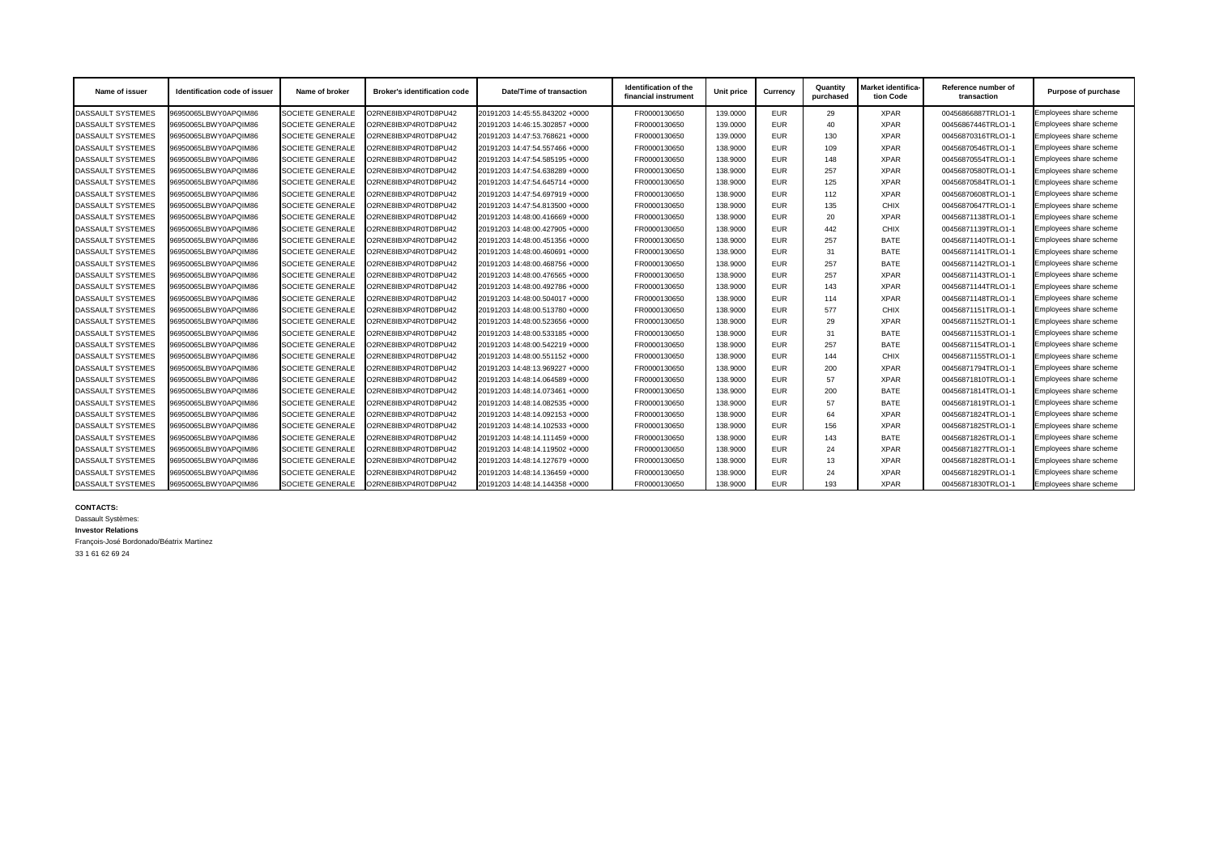| Name of issuer | Identification code of issuer | Name of broker | Broker's identification code | Date/Time of transaction | Identification of the financial instrument | Unit price | Currency | Quantity purchased | Market identifica-tion Code | Reference number of transaction | Purpose of purchase |
|---|---|---|---|---|---|---|---|---|---|---|---|
| DASSAULT SYSTEMES | 96950065LBWY0APQIM86 | SOCIETE GENERALE | O2RNE8IBXP4R0TD8PU42 | 20191203 14:45:55.843202 +0000 | FR0000130650 | 139.0000 | EUR | 29 | XPAR | 00456866887TRLO1-1 | Employees share scheme |
| DASSAULT SYSTEMES | 96950065LBWY0APQIM86 | SOCIETE GENERALE | O2RNE8IBXP4R0TD8PU42 | 20191203 14:46:15.302857 +0000 | FR0000130650 | 139.0000 | EUR | 40 | XPAR | 00456867446TRLO1-1 | Employees share scheme |
| DASSAULT SYSTEMES | 96950065LBWY0APQIM86 | SOCIETE GENERALE | O2RNE8IBXP4R0TD8PU42 | 20191203 14:47:53.768621 +0000 | FR0000130650 | 139.0000 | EUR | 130 | XPAR | 00456870316TRLO1-1 | Employees share scheme |
| DASSAULT SYSTEMES | 96950065LBWY0APQIM86 | SOCIETE GENERALE | O2RNE8IBXP4R0TD8PU42 | 20191203 14:47:54.557466 +0000 | FR0000130650 | 138.9000 | EUR | 109 | XPAR | 00456870546TRLO1-1 | Employees share scheme |
| DASSAULT SYSTEMES | 96950065LBWY0APQIM86 | SOCIETE GENERALE | O2RNE8IBXP4R0TD8PU42 | 20191203 14:47:54.585195 +0000 | FR0000130650 | 138.9000 | EUR | 148 | XPAR | 00456870554TRLO1-1 | Employees share scheme |
| DASSAULT SYSTEMES | 96950065LBWY0APQIM86 | SOCIETE GENERALE | O2RNE8IBXP4R0TD8PU42 | 20191203 14:47:54.638289 +0000 | FR0000130650 | 138.9000 | EUR | 257 | XPAR | 00456870580TRLO1-1 | Employees share scheme |
| DASSAULT SYSTEMES | 96950065LBWY0APQIM86 | SOCIETE GENERALE | O2RNE8IBXP4R0TD8PU42 | 20191203 14:47:54.645714 +0000 | FR0000130650 | 138.9000 | EUR | 125 | XPAR | 00456870584TRLO1-1 | Employees share scheme |
| DASSAULT SYSTEMES | 96950065LBWY0APQIM86 | SOCIETE GENERALE | O2RNE8IBXP4R0TD8PU42 | 20191203 14:47:54.697919 +0000 | FR0000130650 | 138.9000 | EUR | 112 | XPAR | 00456870608TRLO1-1 | Employees share scheme |
| DASSAULT SYSTEMES | 96950065LBWY0APQIM86 | SOCIETE GENERALE | O2RNE8IBXP4R0TD8PU42 | 20191203 14:47:54.813500 +0000 | FR0000130650 | 138.9000 | EUR | 135 | CHIX | 00456870647TRLO1-1 | Employees share scheme |
| DASSAULT SYSTEMES | 96950065LBWY0APQIM86 | SOCIETE GENERALE | O2RNE8IBXP4R0TD8PU42 | 20191203 14:48:00.416669 +0000 | FR0000130650 | 138.9000 | EUR | 20 | XPAR | 00456871138TRLO1-1 | Employees share scheme |
| DASSAULT SYSTEMES | 96950065LBWY0APQIM86 | SOCIETE GENERALE | O2RNE8IBXP4R0TD8PU42 | 20191203 14:48:00.427905 +0000 | FR0000130650 | 138.9000 | EUR | 442 | CHIX | 00456871139TRLO1-1 | Employees share scheme |
| DASSAULT SYSTEMES | 96950065LBWY0APQIM86 | SOCIETE GENERALE | O2RNE8IBXP4R0TD8PU42 | 20191203 14:48:00.451356 +0000 | FR0000130650 | 138.9000 | EUR | 257 | BATE | 00456871140TRLO1-1 | Employees share scheme |
| DASSAULT SYSTEMES | 96950065LBWY0APQIM86 | SOCIETE GENERALE | O2RNE8IBXP4R0TD8PU42 | 20191203 14:48:00.460691 +0000 | FR0000130650 | 138.9000 | EUR | 31 | BATE | 00456871141TRLO1-1 | Employees share scheme |
| DASSAULT SYSTEMES | 96950065LBWY0APQIM86 | SOCIETE GENERALE | O2RNE8IBXP4R0TD8PU42 | 20191203 14:48:00.468756 +0000 | FR0000130650 | 138.9000 | EUR | 257 | BATE | 00456871142TRLO1-1 | Employees share scheme |
| DASSAULT SYSTEMES | 96950065LBWY0APQIM86 | SOCIETE GENERALE | O2RNE8IBXP4R0TD8PU42 | 20191203 14:48:00.476565 +0000 | FR0000130650 | 138.9000 | EUR | 257 | XPAR | 00456871143TRLO1-1 | Employees share scheme |
| DASSAULT SYSTEMES | 96950065LBWY0APQIM86 | SOCIETE GENERALE | O2RNE8IBXP4R0TD8PU42 | 20191203 14:48:00.492786 +0000 | FR0000130650 | 138.9000 | EUR | 143 | XPAR | 00456871144TRLO1-1 | Employees share scheme |
| DASSAULT SYSTEMES | 96950065LBWY0APQIM86 | SOCIETE GENERALE | O2RNE8IBXP4R0TD8PU42 | 20191203 14:48:00.504017 +0000 | FR0000130650 | 138.9000 | EUR | 114 | XPAR | 00456871148TRLO1-1 | Employees share scheme |
| DASSAULT SYSTEMES | 96950065LBWY0APQIM86 | SOCIETE GENERALE | O2RNE8IBXP4R0TD8PU42 | 20191203 14:48:00.513780 +0000 | FR0000130650 | 138.9000 | EUR | 577 | CHIX | 00456871151TRLO1-1 | Employees share scheme |
| DASSAULT SYSTEMES | 96950065LBWY0APQIM86 | SOCIETE GENERALE | O2RNE8IBXP4R0TD8PU42 | 20191203 14:48:00.523656 +0000 | FR0000130650 | 138.9000 | EUR | 29 | XPAR | 00456871152TRLO1-1 | Employees share scheme |
| DASSAULT SYSTEMES | 96950065LBWY0APQIM86 | SOCIETE GENERALE | O2RNE8IBXP4R0TD8PU42 | 20191203 14:48:00.533185 +0000 | FR0000130650 | 138.9000 | EUR | 31 | BATE | 00456871153TRLO1-1 | Employees share scheme |
| DASSAULT SYSTEMES | 96950065LBWY0APQIM86 | SOCIETE GENERALE | O2RNE8IBXP4R0TD8PU42 | 20191203 14:48:00.542219 +0000 | FR0000130650 | 138.9000 | EUR | 257 | BATE | 00456871154TRLO1-1 | Employees share scheme |
| DASSAULT SYSTEMES | 96950065LBWY0APQIM86 | SOCIETE GENERALE | O2RNE8IBXP4R0TD8PU42 | 20191203 14:48:00.551152 +0000 | FR0000130650 | 138.9000 | EUR | 144 | CHIX | 00456871155TRLO1-1 | Employees share scheme |
| DASSAULT SYSTEMES | 96950065LBWY0APQIM86 | SOCIETE GENERALE | O2RNE8IBXP4R0TD8PU42 | 20191203 14:48:13.969227 +0000 | FR0000130650 | 138.9000 | EUR | 200 | XPAR | 00456871794TRLO1-1 | Employees share scheme |
| DASSAULT SYSTEMES | 96950065LBWY0APQIM86 | SOCIETE GENERALE | O2RNE8IBXP4R0TD8PU42 | 20191203 14:48:14.064589 +0000 | FR0000130650 | 138.9000 | EUR | 57 | XPAR | 00456871810TRLO1-1 | Employees share scheme |
| DASSAULT SYSTEMES | 96950065LBWY0APQIM86 | SOCIETE GENERALE | O2RNE8IBXP4R0TD8PU42 | 20191203 14:48:14.073461 +0000 | FR0000130650 | 138.9000 | EUR | 200 | BATE | 00456871814TRLO1-1 | Employees share scheme |
| DASSAULT SYSTEMES | 96950065LBWY0APQIM86 | SOCIETE GENERALE | O2RNE8IBXP4R0TD8PU42 | 20191203 14:48:14.082535 +0000 | FR0000130650 | 138.9000 | EUR | 57 | BATE | 00456871819TRLO1-1 | Employees share scheme |
| DASSAULT SYSTEMES | 96950065LBWY0APQIM86 | SOCIETE GENERALE | O2RNE8IBXP4R0TD8PU42 | 20191203 14:48:14.092153 +0000 | FR0000130650 | 138.9000 | EUR | 64 | XPAR | 00456871824TRLO1-1 | Employees share scheme |
| DASSAULT SYSTEMES | 96950065LBWY0APQIM86 | SOCIETE GENERALE | O2RNE8IBXP4R0TD8PU42 | 20191203 14:48:14.102533 +0000 | FR0000130650 | 138.9000 | EUR | 156 | XPAR | 00456871825TRLO1-1 | Employees share scheme |
| DASSAULT SYSTEMES | 96950065LBWY0APQIM86 | SOCIETE GENERALE | O2RNE8IBXP4R0TD8PU42 | 20191203 14:48:14.111459 +0000 | FR0000130650 | 138.9000 | EUR | 143 | BATE | 00456871826TRLO1-1 | Employees share scheme |
| DASSAULT SYSTEMES | 96950065LBWY0APQIM86 | SOCIETE GENERALE | O2RNE8IBXP4R0TD8PU42 | 20191203 14:48:14.119502 +0000 | FR0000130650 | 138.9000 | EUR | 24 | XPAR | 00456871827TRLO1-1 | Employees share scheme |
| DASSAULT SYSTEMES | 96950065LBWY0APQIM86 | SOCIETE GENERALE | O2RNE8IBXP4R0TD8PU42 | 20191203 14:48:14.127679 +0000 | FR0000130650 | 138.9000 | EUR | 13 | XPAR | 00456871828TRLO1-1 | Employees share scheme |
| DASSAULT SYSTEMES | 96950065LBWY0APQIM86 | SOCIETE GENERALE | O2RNE8IBXP4R0TD8PU42 | 20191203 14:48:14.136459 +0000 | FR0000130650 | 138.9000 | EUR | 24 | XPAR | 00456871829TRLO1-1 | Employees share scheme |
| DASSAULT SYSTEMES | 96950065LBWY0APQIM86 | SOCIETE GENERALE | O2RNE8IBXP4R0TD8PU42 | 20191203 14:48:14.144358 +0000 | FR0000130650 | 138.9000 | EUR | 193 | XPAR | 00456871830TRLO1-1 | Employees share scheme |

**CONTACTS:**

Dassault Systèmes:

**Investor Relations**

François-José Bordonado/Béatrix Martinez

33 1 61 62 69 24